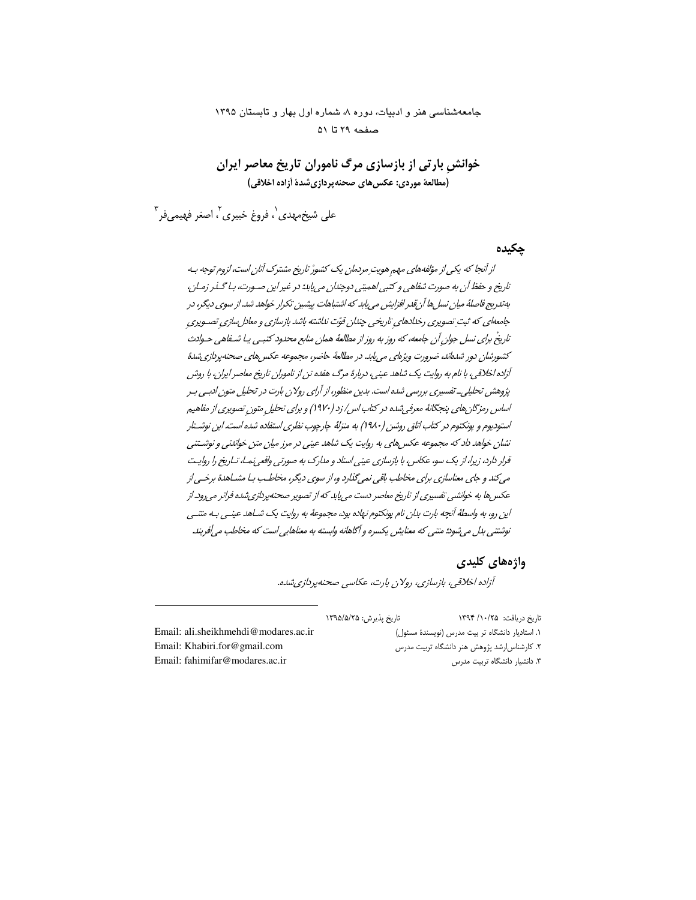# خوانشِ بارتی از بازسازی مرگ ناموران تاریخ معاصر ایران

**(مطالعهٔ موردی: عکس‌های صحنه‌پردازی‌شدهٔ آزاده اخلاقی)**

علی شیخ‌مهدی[1]، فروغ خبیری[2]، اصغر فهیمی‌فر[3]

## چکیده

*از آنجا که یکی از مؤلفه‌های مهم هویتِ مردمان یک کشور، تاریخ مشترک آنان است، لزوم توجه به تاریخ و حفظ آن به صورت شفاهی و کتبی اهمیتی دوچندان می‌یابد؛ در غیر این صورت، با گذر زمان، به‌تدریج فاصلهٔ میان نسل‌ها آن‌قدر افزایش می‌یابد که اشتباهات پیشین تکرار خواهد شد. از سوی دیگر، در جامعه‌ای که ثبتِ تصویری رخدادهای تاریخی چندان قوّت نداشته باشد بازسازی و معادل‌سازیِ تصویریِ تاریخْ برای نسل جوانِ آن جامعه، که روز به روز از مطالعهٔ همان منابع محدود کتبی یا شفاهی حوادث کشورشان دور شده‌اند، ضرورت ویژه‌ای می‌یابد. در مطالعهٔ حاضر، مجموعه عکس‌های صحنه‌پردازی‌شدهٔ آزاده اخلاقی، با نام به روایت یک شاهد عینی، دربارهٔ مرگ هفده تن از ناموران تاریخ معاصر ایران، با روش پژوهش تحلیلی ـ تفسیری بررسی شده است. بدین منظور، از آرای رولان بارت در تحلیل متون ادبی بر اساس رمزگان‌های پنجگانهٔ معرفی‌شده در کتاب اس/ زد (۱۹۷۰) و برای تحلیلِ متونِ تصویری از مفاهیم استودیوم و پونکتوم در کتاب اتاق روشن (۱۹۸۰) به منزلهٔ چارچوب نظری استفاده شده است. این نوشتار نشان خواهد داد که مجموعه عکس‌های به روایت یک شاهد عینی در مرز میان متن خواندنی و نوشتنی قرار دارد، زیرا، از یک سو، عکاس، با بازسازی عینی اسناد و مدارک به صورتی واقعی‌نما، تاریخ را روایت می‌کند و جای معناسازی برای مخاطب باقی نمی‌گذارد و، از سوی دیگر، مخاطب با مشاهدهٔ برخی از عکس‌ها به خوانشی تفسیری از تاریخ معاصر دست می‌یابد که از تصویر صحنه‌پردازی‌شده فراتر می‌رود. از این رو، به واسطهٔ آنچه بارت بدان نام پونکتوم نهاده بود، مجموعهٔ به روایت یک شاهد عینی به متنی نوشتنی بدل می‌شود؛ متنی که معنایش یکسره و آگاهانه وابسته به معناهایی است که مخاطب می‌آفریند.*

## واژه‌های کلیدی

*آزاده اخلاقی، بازسازی، رولان بارت، عکاسی صحنه‌پردازی‌شده.*

---

تاریخ دریافت: ۱۳۹۴/۱۰/۲۵ تاریخ پذیرش: ۱۳۹۵/۵/۲۵

۱. استادیار دانشگاه تر بیت مدرس (نویسندهٔ مسئول) Email: ali.sheikhmehdi@modares.ac.ir

۲. کارشناس‌ارشد پژوهش هنر دانشگاه تربیت مدرس Email: Khabiri.for@gmail.com

۳. دانشیار دانشگاه تربیت مدرس Email: fahimifar@modares.ac.ir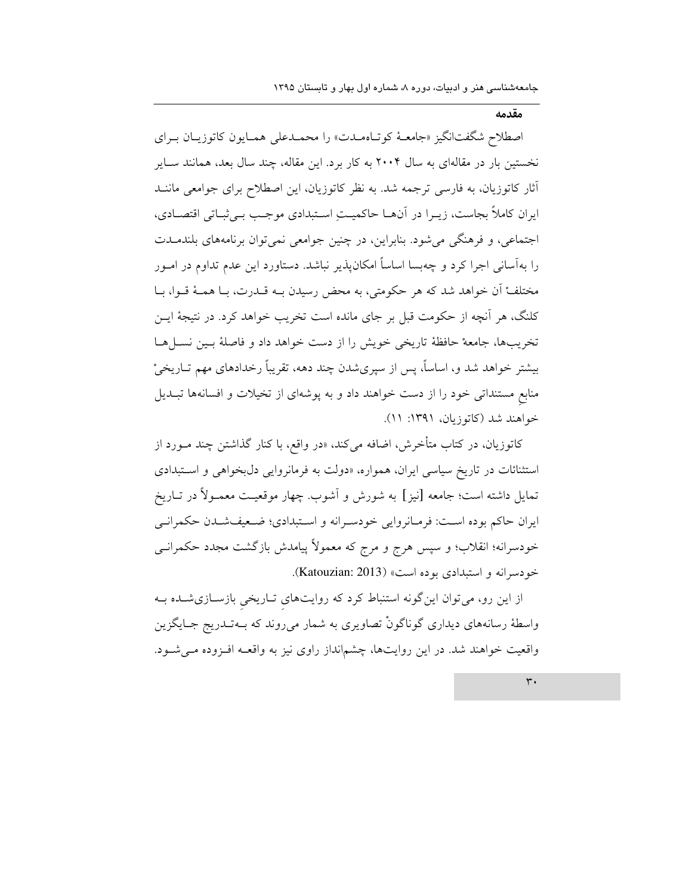## مقدمه

اصطلاح شگفت‌انگیز «جامعهٔ کوتاه‌مدت» را محمدعلی همایون کاتوزیان برای نخستین بار در مقاله‌ای به سال ۲۰۰۴ به کار برد. این مقاله، چند سال بعد، همانند سایر آثار کاتوزیان، به فارسی ترجمه شد. به نظر کاتوزیان، این اصطلاح برای جوامعی مانند ایران کاملاً بجاست، زیرا در آن‌ها حاکمیتِ استبدادی موجب بی‌ثباتی اقتصادی، اجتماعی، و فرهنگی می‌شود. بنابراین، در چنین جوامعی نمی‌توان برنامه‌های بلندمدت را به‌آسانی اجرا کرد و چه‌بسا اساساً امکان‌پذیر نباشد. دستاورد این عدم تداوم در امور مختلفْ آن خواهد شد که هر حکومتی، به محض رسیدن به قدرت، با همهٔ قوا، با کلنگ، هر آنچه از حکومت قبل بر جای مانده است تخریب خواهد کرد. در نتیجهٔ این تخریب‌ها، جامعهْ حافظهٔ تاریخی خویش را از دست خواهد داد و فاصلهٔ بین نسل‌ها بیشتر خواهد شد و، اساساً، پس از سپری‌شدن چند دهه، تقریباً رخدادهای مهم تاریخیْ منابعِ مستنداتی خود را از دست خواهند داد و به پوشه‌ای از تخیلات و افسانه‌ها تبدیل خواهند شد (کاتوزیان، ۱۳۹۱: ۱۱).

کاتوزیان، در کتاب متأخرش، اضافه می‌کند، «در واقع، با کنار گذاشتن چند مورد از استثنائات در تاریخ سیاسی ایران، همواره، «دولت به فرمانروایی دل‌بخواهی و استبدادی تمایل داشته است؛ جامعه [نیز] به شورش و آشوب. چهار موقعیت معمولاً در تاریخ ایران حاکم بوده است: فرمانروایی خودسرانه و استبدادی؛ ضعیف‌شدن حکمرانی خودسرانه؛ انقلاب؛ و سپس هرج و مرج که معمولاً پیامدش بازگشت مجدد حکمرانی خودسرانه و استبدادی بوده است» (Katouzian: 2013).

از این رو، می‌توان این‌گونه استنباط کرد که روایت‌هایِ تاریخیِ بازسازی‌شده به واسطهٔ رسانه‌های دیداری گوناگونْ تصاویری به شمار می‌روند که به‌تدریج جایگزین واقعیت خواهند شد. در این روایت‌ها، چشم‌انداز راوی نیز به واقعه افزوده می‌شود.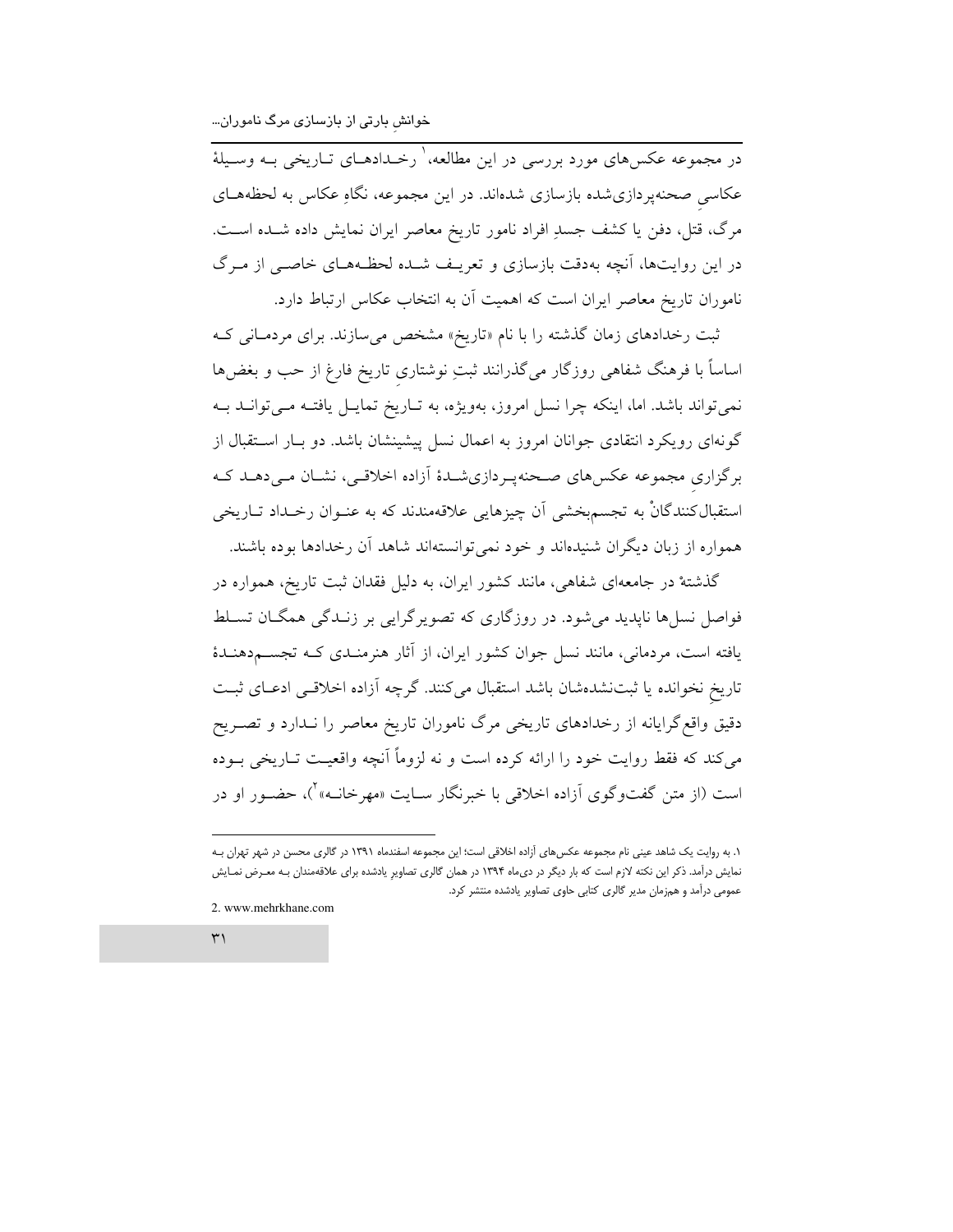در مجموعه عکس‌های مورد بررسی در این مطالعه،[1] رخدادهای تاریخی به وسیلهٔ عکاسیِ صحنه‌پردازی‌شده بازسازی شده‌اند. در این مجموعه، نگاهِ عکاس به لحظه‌های مرگ، قتل، دفن یا کشف جسدِ افراد نامور تاریخ معاصر ایران نمایش داده شده است. در این روایت‌ها، آنچه به‌دقت بازسازی و تعریف شده لحظه‌های خاصی از مرگ ناموران تاریخ معاصر ایران است که اهمیت آن به انتخاب عکاس ارتباط دارد.

ثبت رخدادهای زمان گذشته را با نام «تاریخ» مشخص می‌سازند. برای مردمانی که اساساً با فرهنگ شفاهی روزگار می‌گذرانند ثبتِ نوشتاریِ تاریخ فارغ از حب و بغض‌ها نمی‌تواند باشد. اما، اینکه چرا نسل امروز، به‌ویژه، به تاریخ تمایل یافته می‌تواند به گونه‌ای رویکرد انتقادی جوانان امروز به اعمال نسل پیشینشان باشد. دو بار استقبال از برگزاریِ مجموعه عکس‌های صحنه‌پردازی‌شدهٔ آزاده اخلاقی، نشان می‌دهد که استقبال‌کنندگانْ به تجسم‌بخشی آن چیزهایی علاقه‌مندند که به عنوان رخداد تاریخی همواره از زبان دیگران شنیده‌اند و خود نمی‌توانسته‌اند شاهد آن رخدادها بوده باشند.

گذشتهٔ در جامعه‌ای شفاهی، مانند کشور ایران، به دلیل فقدان ثبت تاریخ، همواره در فواصل نسل‌ها ناپدید می‌شود. در روزگاری که تصویرگرایی بر زندگی همگان تسلط یافته است، مردمانی، مانند نسل جوان کشور ایران، از آثار هنرمندی که تجسم‌دهندهٔ تاریخِ نخوانده یا ثبت‌نشده‌شان باشد استقبال می‌کنند. گرچه آزاده اخلاقی ادعای ثبت دقیق واقع‌گرایانه از رخدادهای تاریخی مرگ ناموران تاریخ معاصر را ندارد و تصریح می‌کند که فقط روایت خود را ارائه کرده است و نه لزوماً آنچه واقعیت تاریخی بوده است (از متن گفت‌وگوی آزاده اخلاقی با خبرنگار سایت «مهرخانه»[2])، حضور او در

---

[1]. به روایت یک شاهد عینی نام مجموعه عکس‌های آزاده اخلاقی است؛ این مجموعه اسفندماه ۱۳۹۱ در گالری محسن در شهر تهران به نمایش درآمد. ذکر این نکته لازم است که بار دیگر در دی‌ماه ۱۳۹۴ در همان گالری تصاویر یادشده برای علاقه‌مندان به معرض نمایش عمومی درآمد و هم‌زمان مدیر گالری کتابی حاوی تصاویر یادشده منتشر کرد.

2. www.mehrkhane.com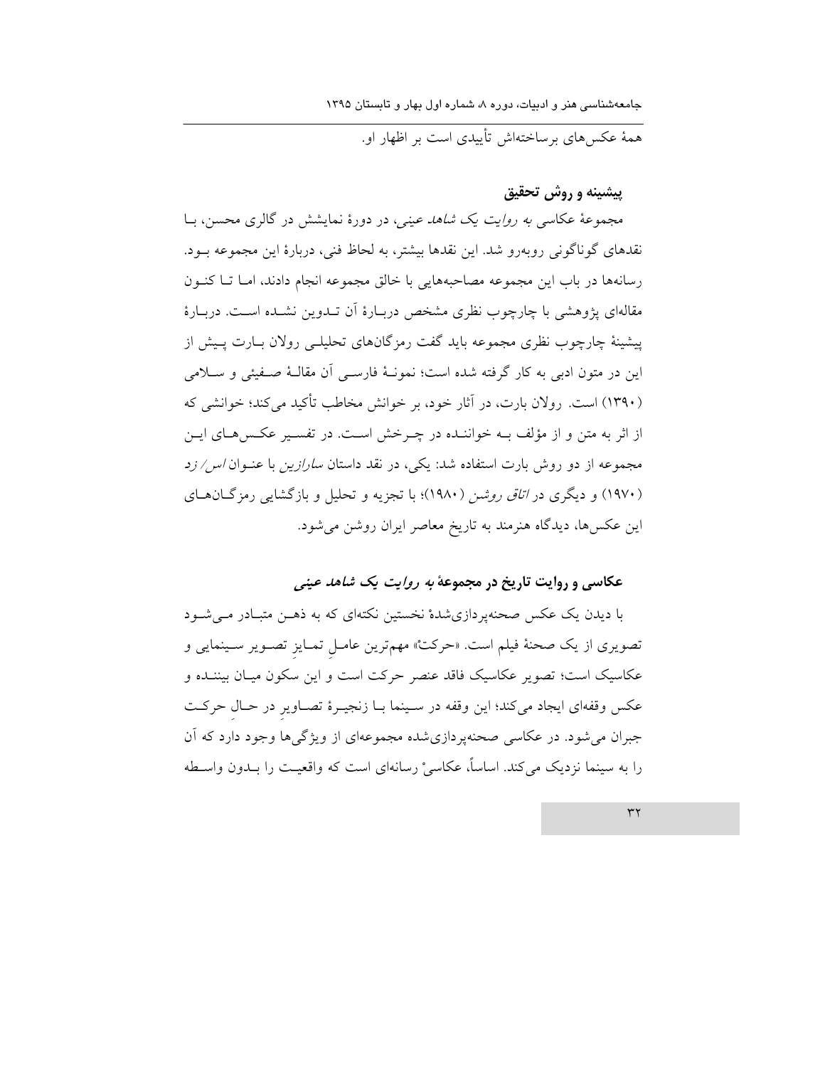همهٔ عکس‌های برساخته‌اش تأییدی است بر اظهار او.

### پیشینه و روش تحقیق

مجموعهٔ عکاسی *به روایت یک شاهد عینی*، در دورهٔ نمایشش در گالری محسن، با نقدهای گوناگونی روبه‌رو شد. این نقدها بیشتر، به لحاظ فنی، دربارهٔ این مجموعه بود. رسانه‌ها در باب این مجموعه مصاحبه‌هایی با خالق مجموعه انجام دادند، اما تا کنون مقاله‌ای پژوهشی با چارچوب نظری مشخص دربارهٔ آن تدوین نشده است. دربارهٔ پیشینهٔ چارچوب نظری مجموعه باید گفت رمزگان‌های تحلیلی رولان بارت پیش از این در متون ادبی به کار گرفته شده است؛ نمونهٔ فارسی آن مقالهٔ صفیئی و سلامی (۱۳۹۰) است. رولان بارت، در آثار خود، بر خوانش مخاطب تأکید می‌کند؛ خوانشی که از اثر به متن و از مؤلف به خواننده در چرخش است. در تفسیر عکس‌های این مجموعه از دو روش بارت استفاده شد: یکی، در نقد داستان *سارازین* با عنوان *اس/ زد* (۱۹۷۰) و دیگری در *اتاق روشن* (۱۹۸۰)؛ با تجزیه و تحلیل و بازگشایی رمزگان‌های این عکس‌ها، دیدگاه هنرمند به تاریخ معاصر ایران روشن می‌شود.

### عکاسی و روایت تاریخ در مجموعهٔ *به روایت یک شاهد عینی*

با دیدن یک عکس صحنه‌پردازی‌شدهٔ نخستین نکته‌ای که به ذهن متبادر می‌شود تصویری از یک صحنهٔ فیلم است. «حرکت» مهم‌ترین عاملِ تمایزِ تصویر سینمایی و عکاسیک است؛ تصویر عکاسیک فاقد عنصر حرکت است و این سکون میان بیننده و عکس وقفه‌ای ایجاد می‌کند؛ این وقفه در سینما با زنجیرهٔ تصاویرِ در حالِ حرکت جبران می‌شود. در عکاسی صحنه‌پردازی‌شده مجموعه‌ای از ویژگی‌ها وجود دارد که آن را به سینما نزدیک می‌کند. اساساً، عکاسیْ رسانه‌ای است که واقعیت را بدون واسطه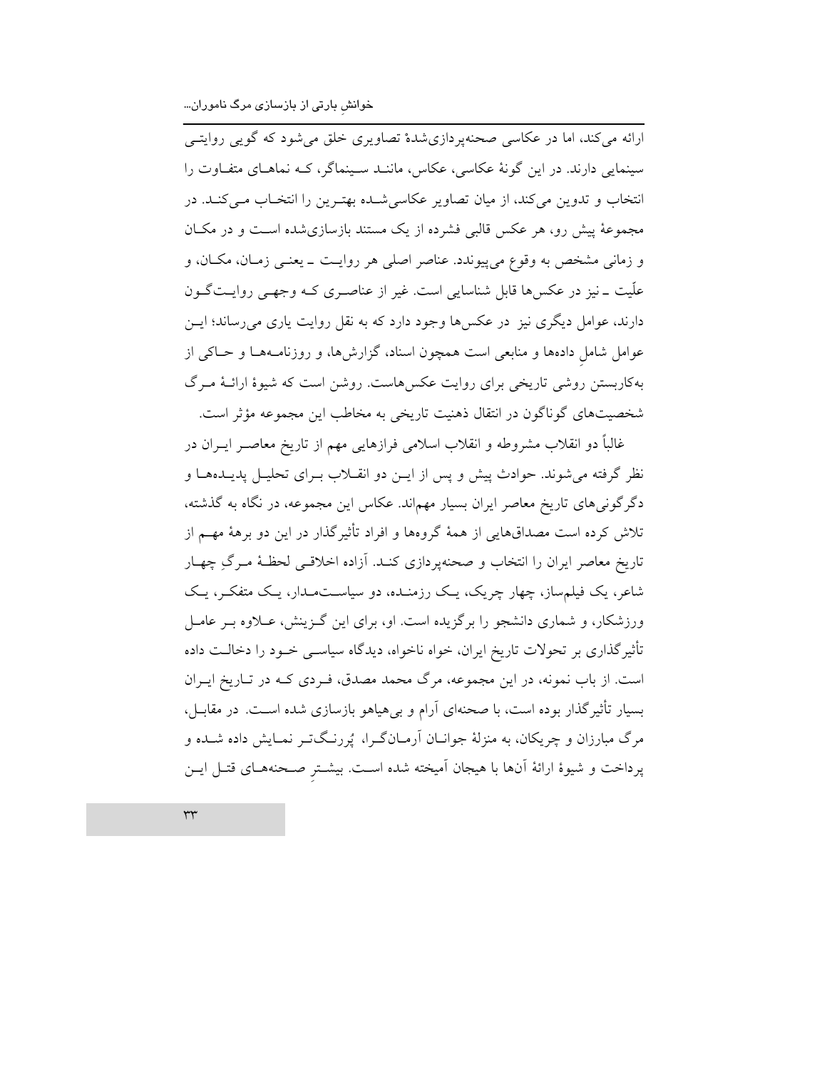ارائه می‌کند، اما در عکاسی صحنه‌پردازی‌شدهٔ تصاویری خلق می‌شود که گویی روایتی سینمایی دارند. در این گونهٔ عکاسی، عکاس، مانند سینماگر، که نماهای متفاوت را انتخاب و تدوین می‌کند، از میان تصاویر عکاسی‌شده بهترین را انتخاب می‌کند. در مجموعهٔ پیش رو، هر عکس قالبی فشرده از یک مستند بازسازی‌شده است و در مکان و زمانی مشخص به وقوع می‌پیوندد. عناصر اصلی هر روایت ـ یعنی زمان، مکان، و علّیت ـ نیز در عکس‌ها قابل شناسایی است. غیر از عناصری که وجهی روایت‌گون دارند، عوامل دیگری نیز در عکس‌ها وجود دارد که به نقل روایت یاری می‌رساند؛ این عوامل شاملِ داده‌ها و منابعی است همچون اسناد، گزارش‌ها، و روزنامه‌ها و حاکی از به‌کاربستن روشی تاریخی برای روایت عکس‌هاست. روشن است که شیوهٔ ارائهٔ مرگ شخصیت‌های گوناگون در انتقال ذهنیت تاریخی به مخاطب این مجموعه مؤثر است.

غالباً دو انقلاب مشروطه و انقلاب اسلامی فرازهایی مهم از تاریخ معاصر ایران در نظر گرفته می‌شوند. حوادث پیش و پس از این دو انقلاب برای تحلیل پدیده‌ها و دگرگونی‌های تاریخ معاصر ایران بسیار مهم‌اند. عکاس این مجموعه، در نگاه به گذشته، تلاش کرده است مصداق‌هایی از همهٔ گروه‌ها و افراد تأثیرگذار در این دو برههٔ مهم از تاریخ معاصر ایران را انتخاب و صحنه‌پردازی کند. آزاده اخلاقی لحظهٔ مرگِ چهار شاعر، یک فیلم‌ساز، چهار چریک، یک رزمنده، دو سیاست‌مدار، یک متفکر، یک ورزشکار، و شماری دانشجو را برگزیده است. او، برای این گزینش، علاوه بر عامل تأثیرگذاری بر تحولات تاریخ ایران، خواه ناخواه، دیدگاه سیاسی خود را دخالت داده است. از باب نمونه، در این مجموعه، مرگ محمد مصدق، فردی که در تاریخ ایران بسیار تأثیرگذار بوده است، با صحنه‌ای آرام و بی‌هیاهو بازسازی شده است. در مقابل، مرگ مبارزان و چریکان، به منزلهٔ جوانان آرمان‌گرا، پُررنگ‌تر نمایش داده شده و پرداخت و شیوهٔ ارائهٔ آن‌ها با هیجان آمیخته شده است. بیشترِ صحنه‌های قتل این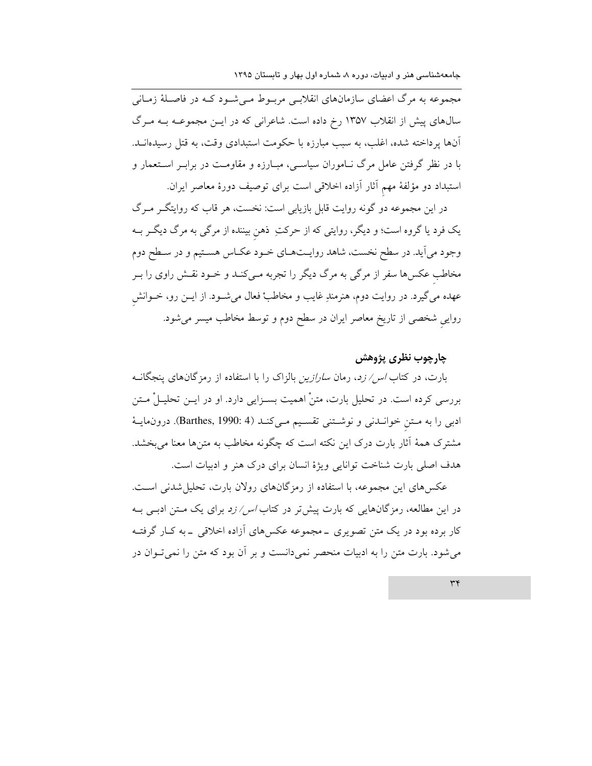مجموعه به مرگ اعضای سازمان‌های انقلابی مربوط می‌شود که در فاصلهٔ زمانی سال‌های پیش از انقلاب ۱۳۵۷ رخ داده است. شاعرانی که در این مجموعه به مرگ آن‌ها پرداخته شده، اغلب، به سبب مبارزه با حکومت استبدادی وقت، به قتل رسیده‌اند. با در نظر گرفتن عامل مرگ ناموران سیاسی، مبارزه و مقاومت در برابر استعمار و استبداد دو مؤلفهٔ مهمِ آثار آزاده اخلاقی است برای توصیف دورهٔ معاصر ایران.

در این مجموعه دو گونه روایت قابل بازیابی است: نخست، هر قاب که روایتگر مرگ یک فرد یا گروه است؛ و دیگر، روایتی که از حرکتِ ذهنِ بیننده از مرگی به مرگ دیگر به وجود می‌آید. در سطح نخست، شاهد روایت‌های خود عکاس هستیم و در سطح دوم مخاطبِ عکس‌ها سفر از مرگی به مرگ دیگر را تجربه می‌کند و خود نقش راوی را بر عهده می‌گیرد. در روایت دوم، هنرمندِ غایب و مخاطبْ فعال می‌شود. از این رو، خوانشِ روایی شخصی از تاریخ معاصر ایران در سطح دوم و توسط مخاطب میسر می‌شود.

## چارچوب نظری پژوهش

بارت، در کتاب *اس/ زد*، رمان *سارازین* بالزاک را با استفاده از رمزگان‌های پنجگانه بررسی کرده است. در تحلیل بارت، متنْ اهمیت بسزایی دارد. او در این تحلیلْ متن ادبی را به متنِ خواندنی و نوشتنی تقسیم می‌کند (Barthes, 1990: 4). درون‌مایهٔ مشترک همهٔ آثار بارت درک این نکته است که چگونه مخاطب به متن‌ها معنا می‌بخشد. هدف اصلی بارت شناخت توانایی ویژهٔ انسان برای درک هنر و ادبیات است.

عکس‌های این مجموعه، با استفاده از رمزگان‌های رولان بارت، تحلیل‌شدنی است. در این مطالعه، رمزگان‌هایی که بارت پیش‌تر در کتاب *اس/ زد* برای یک متن ادبی به کار برده بود در یک متن تصویری ـ مجموعه عکس‌های آزاده اخلاقی ـ به کار گرفته می‌شود. بارت متن را به ادبیات منحصر نمی‌دانست و بر آن بود که متن را نمی‌توان در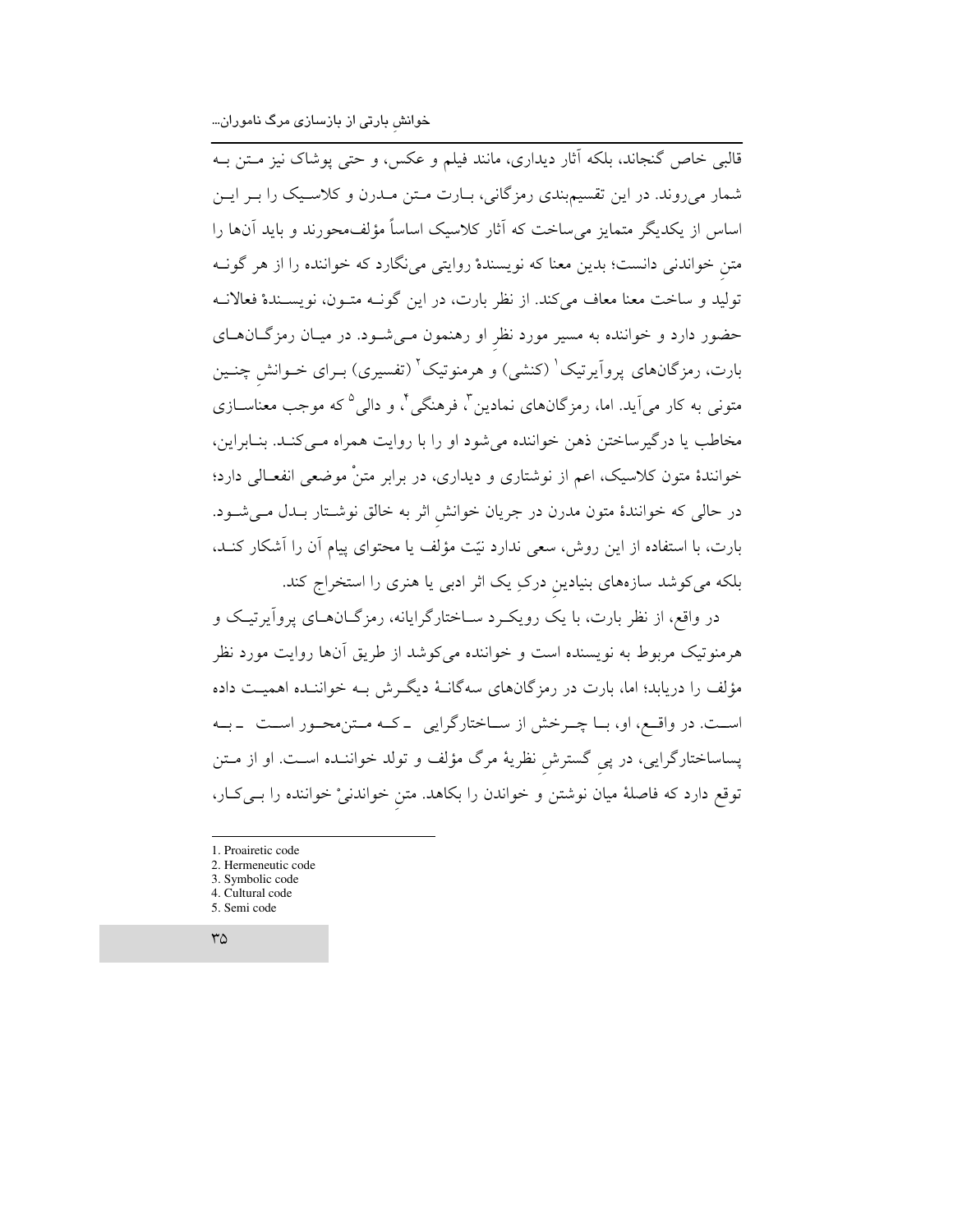قالبی خاص گنجاند، بلکه آثار دیداری، مانند فیلم و عکس، و حتی پوشاک نیز متن به شمار می‌روند. در این تقسیم‌بندی رمزگانی، بارت متن مدرن و کلاسیک را بر این اساس از یکدیگر متمایز می‌ساخت که آثار کلاسیک اساساً مؤلف‌محورند و باید آن‌ها را متنِ خواندنی دانست؛ بدین معنا که نویسندهٔ روایتی می‌نگارد که خواننده را از هر گونه تولید و ساخت معنا معاف می‌کند. از نظر بارت، در این گونه متون، نویسندهٔ فعالانه حضور دارد و خواننده به مسیر مورد نظرِ او رهنمون می‌شود. در میان رمزگان‌های بارت، رمزگان‌های پروآیرتیک[1] (کنشی) و هرمنوتیک[2] (تفسیری) برای خوانشِ چنین متونی به کار می‌آید. اما، رمزگان‌های نمادین[3]، فرهنگی[4]، و دالی[5] که موجب معناسازی مخاطب یا درگیرساختن ذهن خواننده می‌شود او را با روایت همراه می‌کند. بنابراین، خوانندهٔ متون کلاسیک، اعم از نوشتاری و دیداری، در برابر متنْ موضعی انفعالی دارد؛ در حالی که خوانندهٔ متون مدرن در جریان خوانشِ اثر به خالق نوشتار بدل می‌شود. بارت، با استفاده از این روش، سعی ندارد نیّت مؤلف یا محتوای پیام آن را آشکار کند، بلکه می‌کوشد سازه‌های بنیادینِ درکِ یک اثر ادبی یا هنری را استخراج کند.

در واقع، از نظر بارت، با یک رویکرد ساختارگرایانه، رمزگان‌های پروآیرتیک و هرمنوتیک مربوط به نویسنده است و خواننده می‌کوشد از طریق آن‌ها روایت مورد نظر مؤلف را دریابد؛ اما، بارت در رمزگان‌های سه‌گانهٔ دیگرش به خواننده اهمیت داده است. در واقع، او، با چرخش از ساختارگرایی ـ که متن‌محور است ـ به پساساختارگرایی، در پیِ گسترشِ نظریهٔ مرگ مؤلف و تولد خواننده است. او از متن توقع دارد که فاصلهٔ میان نوشتن و خواندن را بکاهد. متنِ خواندنیْ خواننده را بی‌کار،

---

1. Proairetic code
2. Hermeneutic code
3. Symbolic code
4. Cultural code
5. Semi code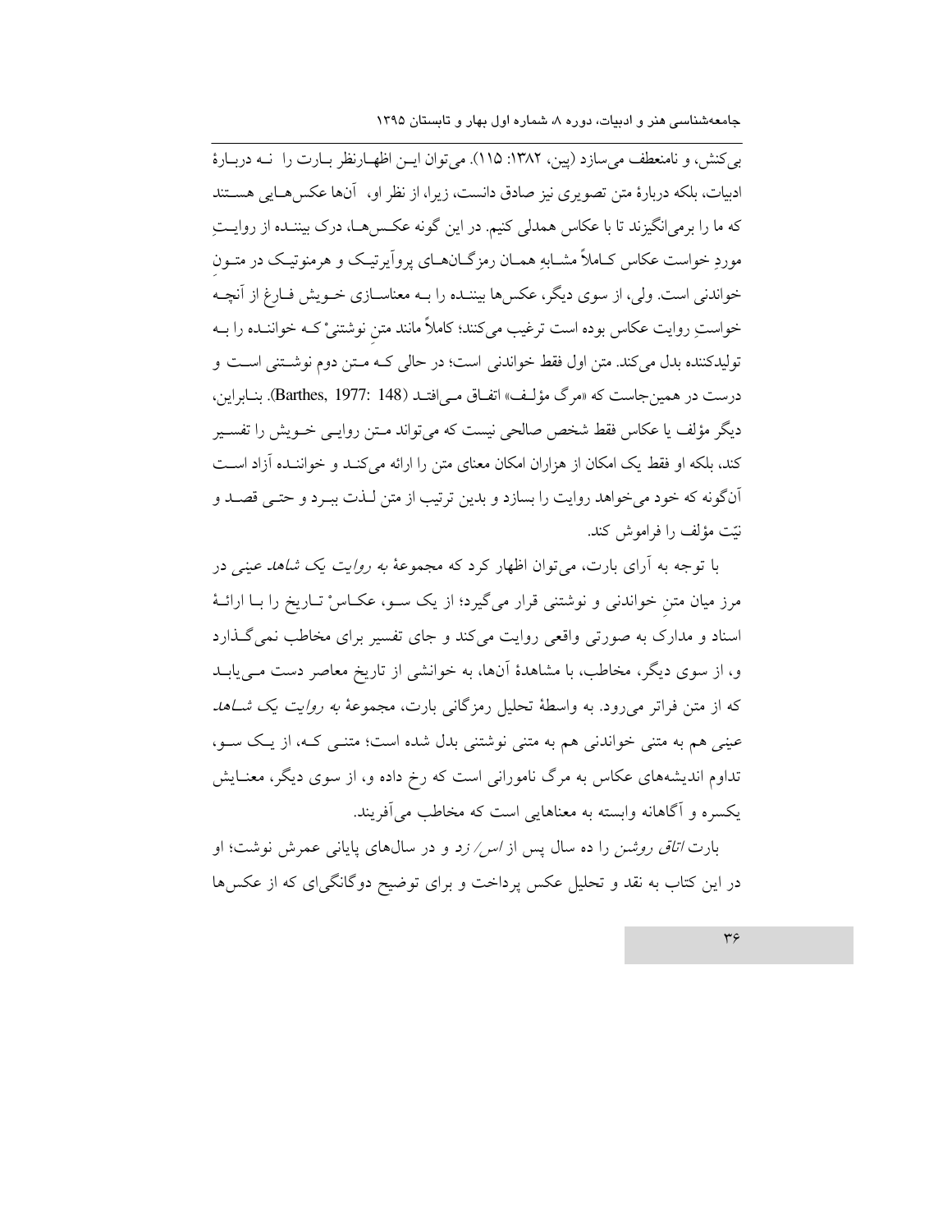بی‌کنش، و نامنعطف می‌سازد (پین، ۱۳۸۲: ۱۱۵). می‌توان این اظهارنظر بارت را نه دربارهٔ ادبیات، بلکه دربارهٔ متن تصویری نیز صادق دانست، زیرا، از نظر او، آن‌ها عکس‌هایی هستند که ما را برمی‌انگیزند تا با عکاس همدلی کنیم. در این گونه عکس‌ها، درک بیننده از روایتِ موردِ خواست عکاس کاملاً مشابهِ همان رمزگان‌های پروآیرتیک و هرمنوتیک در متونِ خواندنی است. ولی، از سوی دیگر، عکس‌ها بیننده را به معناسازی خویش فارغ از آنچه خواستِ روایت عکاس بوده است ترغیب می‌کنند؛ کاملاً مانند متنِ نوشتنیْ که خواننده را به تولیدکننده بدل می‌کند. متن اول فقط خواندنی است؛ در حالی که متن دوم نوشتنی است و درست در همین‌جاست که «مرگ مؤلف» اتفاق می‌افتد (Barthes, 1977: 148). بنابراین، دیگر مؤلف یا عکاس فقط شخص صالحی نیست که می‌تواند متن روایی خویش را تفسیر کند، بلکه او فقط یک امکان از هزاران امکان معنای متن را ارائه می‌کند و خواننده آزاد است آن‌گونه که خود می‌خواهد روایت را بسازد و بدین ترتیب از متن لذت ببرد و حتی قصد و نیّت مؤلف را فراموش کند.

با توجه به آرای بارت، می‌توان اظهار کرد که مجموعهٔ *به روایت یک شاهد عینی* در مرز میان متنِ خواندنی و نوشتنی قرار می‌گیرد؛ از یک سو، عکاسْ تاریخ را با ارائهٔ اسناد و مدارک به صورتی واقعی روایت می‌کند و جای تفسیر برای مخاطب نمی‌گذارد و، از سوی دیگر، مخاطب، با مشاهدهٔ آن‌ها، به خوانشی از تاریخ معاصر دست می‌یابد که از متن فراتر می‌رود. به واسطهٔ تحلیل رمزگانی بارت، مجموعهٔ *به روایت یک شاهد* عینی هم به متنی خواندنی هم به متنی نوشتنی بدل شده است؛ متنی که، از یک سو، تداوم اندیشه‌های عکاس به مرگ نامورانی است که رخ داده و، از سوی دیگر، معنایش یکسره و آگاهانه وابسته به معناهایی است که مخاطب می‌آفریند.

بارت *اتاق روشن* را ده سال پس از *اس/زد* و در سال‌های پایانی عمرش نوشت؛ او در این کتاب به نقد و تحلیل عکس پرداخت و برای توضیح دوگانگی‌ای که از عکس‌ها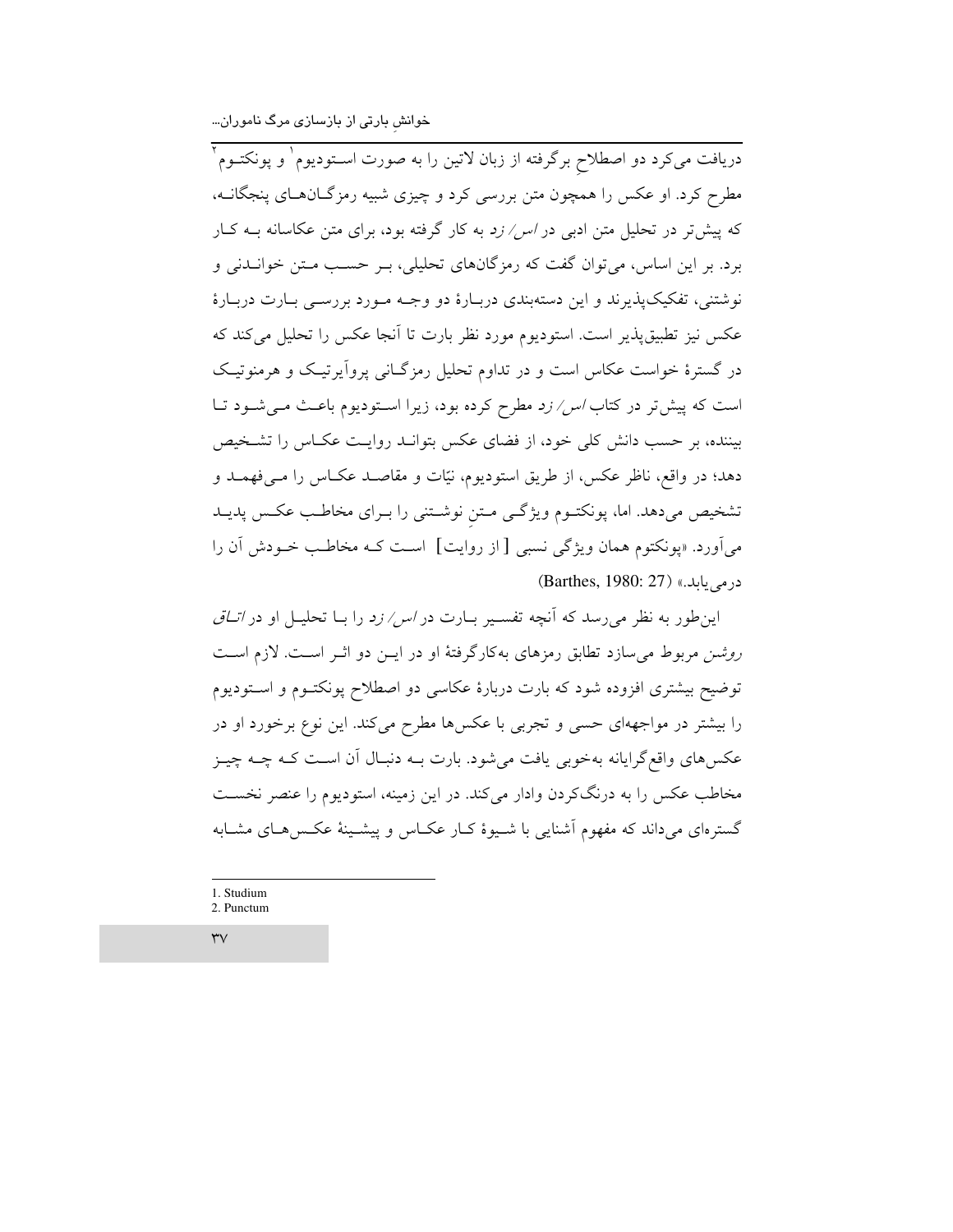دریافت می‌کرد دو اصطلاحِ برگرفته از زبان لاتین را به صورت استودیوم[1] و پونکتوم[2] مطرح کرد. او عکس را همچون متن بررسی کرد و چیزی شبیه رمزگان‌های پنجگانه، که پیش‌تر در تحلیل متن ادبی در *اس/ زد* به کار گرفته بود، برای متن عکاسانه بـه کـار برد. بر این اساس، می‌توان گفت که رمزگان‌های تحلیلی، بـر حسـب مـتن خوانـدنی و نوشتنی، تفکیک‌پذیرند و این دسته‌بندی دربـارهٔ دو وجـه مـورد بررسـی بـارت دربـارهٔ عکس نیز تطبیق‌پذیر است. استودیوم مورد نظر بارت تا آنجا عکس را تحلیل می‌کند که در گسترهٔ خواست عکاس است و در تداوم تحلیل رمزگـانی پروآیرتیـک و هرمنوتیـک است که پیش‌تر در کتاب *اس/ زد* مطرح کرده بود، زیرا اسـتودیوم باعـث مـی‌شـود تـا بیننده، بر حسب دانش کلی خود، از فضای عکس بتوانـد روایـت عکـاس را تشـخیص دهد؛ در واقع، ناظر عکس، از طریق استودیوم، نیّات و مقاصـد عکـاس را مـی‌فهمـد و تشخیص می‌دهد. اما، پونکتـوم ویژگـی مـتنِ نوشـتنی را بـرای مخاطـب عکـس پدیـد می‌آورد. «پونکتوم همان ویژگی نسبی [ از روایت] اسـت کـه مخاطـب خـودش آن را درمی‌یابد.» (Barthes, 1980: 27)

این‌طور به نظر می‌رسد که آنچه تفسـیر بـارت در *اس/ زد* را بـا تحلیـل او در *اتـاق روشن* مربوط می‌سازد تطابق رمزهای به‌کارگرفتهٔ او در ایـن دو اثـر اسـت. لازم اسـت توضیح بیشتری افزوده شود که بارت دربارهٔ عکاسی دو اصطلاح پونکتـوم و اسـتودیوم را بیشتر در مواجهه‌ای حسی و تجربی با عکس‌ها مطرح می‌کند. این نوع برخورد او در عکس‌های واقع‌گرایانه به‌خوبی یافت می‌شود. بارت بـه دنبـال آن اسـت کـه چـه چیـز مخاطب عکس را به درنگ‌کردن وادار می‌کند. در این زمینه، استودیوم را عنصر نخسـت گستره‌ای می‌داند که مفهوم آشنایی با شـیوهٔ کـار عکـاس و پیشـینهٔ عکـس‌هـای مشـابه

1. Studium
2. Punctum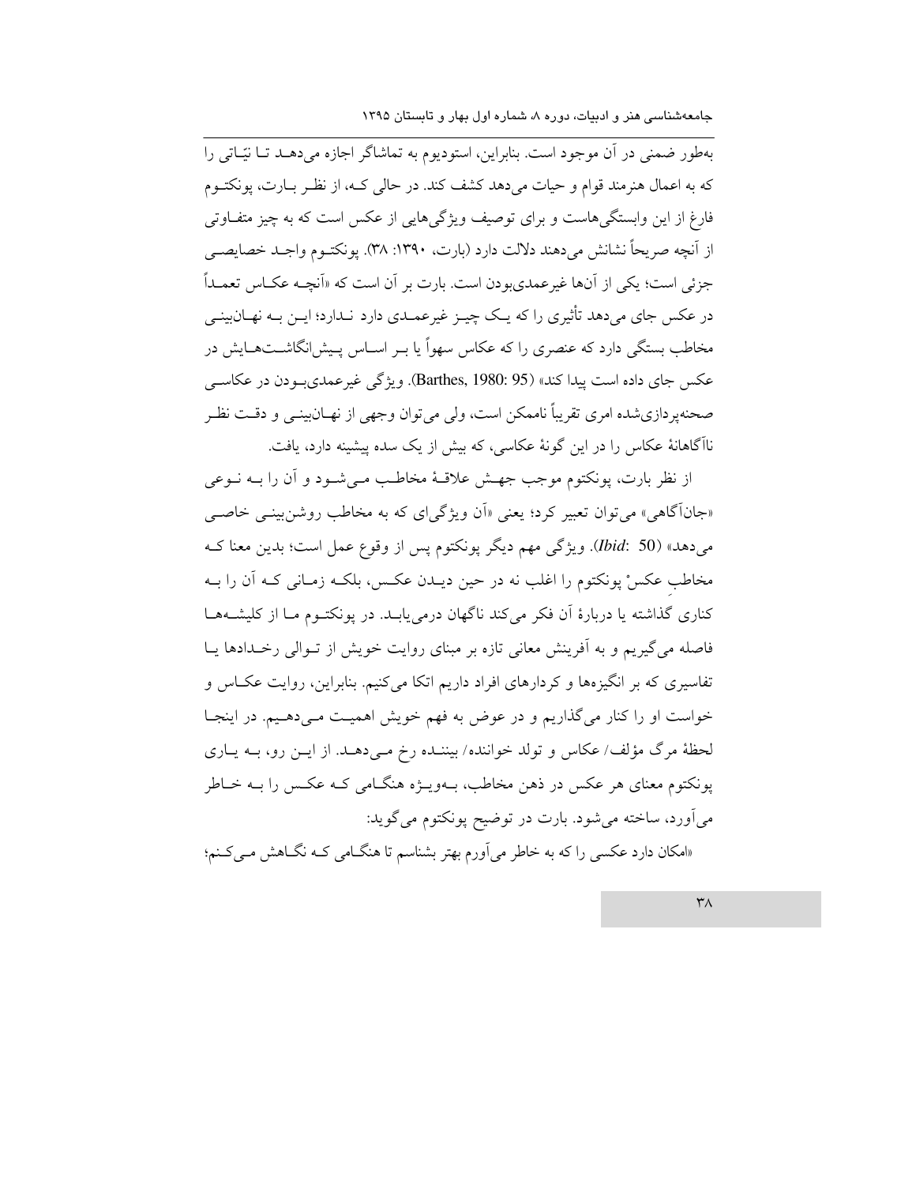به‌طور ضمنی در آن موجود است. بنابراین، استودیوم به تماشاگر اجازه می‌دهد تا نیّاتی را که به اعمال هنرمند قوام و حیات می‌دهد کشف کند. در حالی که، از نظر بارت، پونکتوم فارغ از این وابستگی‌هاست و برای توصیف ویژگی‌هایی از عکس است که به چیز متفاوتی از آنچه صریحاً نشانش می‌دهند دلالت دارد (بارت، ۱۳۹۰: ۳۸). پونکتوم واجد خصایصی جزئی است؛ یکی از آن‌ها غیرعمدی‌بودن است. بارت بر آن است که «آنچه عکاس تعمداً در عکس جای می‌دهد تأثیری را که یک چیز غیرعمدی دارد ندارد؛ این به نهان‌بینی مخاطب بستگی دارد که عنصری را که عکاس سهواً یا بر اساس پیش‌انگاشت‌هایش در عکس جای داده است پیدا کند» (Barthes, 1980: 95). ویژگی غیرعمدی‌بودن در عکاسی صحنه‌پردازی‌شده امری تقریباً ناممکن است، ولی می‌توان وجهی از نهان‌بینی و دقت نظر ناآگاهانهٔ عکاس را در این گونهٔ عکاسی، که بیش از یک سده پیشینه دارد، یافت.

از نظر بارت، پونکتوم موجب جهش علاقهٔ مخاطب می‌شود و آن را به نوعی «جان‌آگاهی» می‌توان تعبیر کرد؛ یعنی «آن ویژگی‌ای که به مخاطب روشن‌بینی خاصی می‌دهد» (*Ibid*: 50). ویژگی مهم دیگر پونکتوم پس از وقوع عمل است؛ بدین معنا که مخاطبِ عکسْ پونکتوم را اغلب نه در حین دیدن عکس، بلکه زمانی که آن را به کناری گذاشته یا دربارهٔ آن فکر می‌کند ناگهان درمی‌یابد. در پونکتوم ما از کلیشه‌ها فاصله می‌گیریم و به آفرینش معانی تازه بر مبنای روایت خویش از توالی رخدادها یا تفاسیری که بر انگیزه‌ها و کردارهای افراد داریم اتکا می‌کنیم. بنابراین، روایت عکاس و خواست او را کنار می‌گذاریم و در عوض به فهم خویش اهمیت می‌دهیم. در اینجا لحظهٔ مرگ مؤلف/ عکاس و تولد خواننده/ بیننده رخ می‌دهد. از این رو، به یاری پونکتوم معنای هر عکس در ذهن مخاطب، به‌ویژه هنگامی که عکس را به خاطر می‌آورد، ساخته می‌شود. بارت در توضیح پونکتوم می‌گوید:

«امکان دارد عکسی را که به خاطر می‌آورم بهتر بشناسم تا هنگامی که نگاهش می‌کنم؛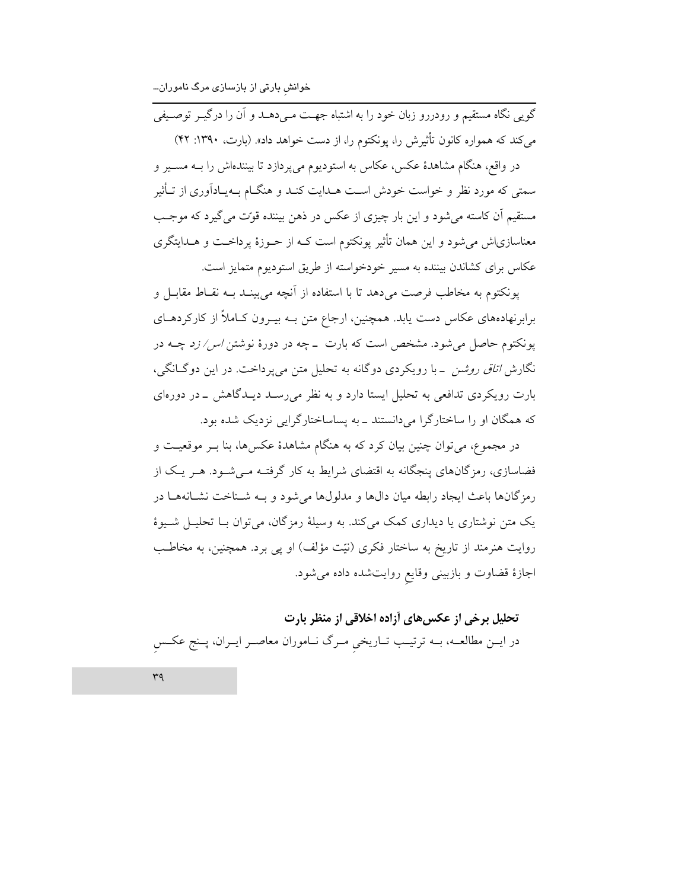گویی نگاه مستقیم و رودررو زبان خود را به اشتباه جهت می‌دهد و آن را درگیر توصیفی می‌کند که همواره کانون تأثیرش را، پونکتوم را، از دست خواهد داد». (بارت، ۱۳۹۰: ۴۲)

در واقع، هنگام مشاهدهٔ عکس، عکاس به استودیوم می‌پردازد تا بیننده‌اش را بـه مسـیر و سمتی که مورد نظر و خواست خودش اسـت هـدایت کنـد و هنگـام بـه‌یـادآوری از تـأثیر مستقیم آن کاسته می‌شود و این بار چیزی از عکس در ذهن بیننده قوّت می‌گیرد که موجـب معناسازی‌اش می‌شود و این همان تأثیر پونکتوم است کـه از حـوزهٔ پرداخـت و هـدایتگری عکاس برای کشاندن بیننده به مسیر خودخواسته از طریق استودیوم متمایز است.

پونکتوم به مخاطب فرصت می‌دهد تا با استفاده از آنچه می‌بینـد بـه نقـاط مقابـل و برابرنهاده‌های عکاس دست یابد. همچنین، ارجاع متن بـه بیـرون کـاملاً از کارکردهـای پونکتوم حاصل می‌شود. مشخص است که بارت ـ چه در دورهٔ نوشتن *اس/ زد* چـه در نگارش *اتاق روشن* ـ با رویکردی دوگانه به تحلیل متن می‌پرداخت. در این دوگـانگی، بارت رویکردی تدافعی به تحلیل ایستا دارد و به نظر می‌رسـد دیـدگاهش ـ در دوره‌ای که همگان او را ساختارگرا می‌دانستند ـ به پساساختارگرایی نزدیک شده بود.

در مجموع، می‌توان چنین بیان کرد که به هنگام مشاهدهٔ عکس‌ها، بنا بـر موقعیـت و فضاسازی، رمزگان‌های پنجگانه به اقتضای شرایط به کار گرفتـه مـی‌شـود. هـر یـک از رمزگان‌ها باعث ایجاد رابطه میان دال‌ها و مدلول‌ها می‌شود و بـه شـناخت نشـانه‌هـا در یک متن نوشتاری یا دیداری کمک می‌کند. به وسیلهٔ رمزگان، می‌توان بـا تحلیـل شـیوهٔ روایت هنرمند از تاریخ به ساختار فکری (نیّت مؤلف) او پی برد. همچنین، به مخاطـب اجازهٔ قضاوت و بازبینی وقایعِ روایت‌شده داده می‌شود.

### تحلیل برخی از عکس‌های آزاده اخلاقی از منظر بارت

در ایـن مطالعـه، بـه ترتیـب تـاریخیِ مـرگ نـاموران معاصـر ایـران، پـنج عکـسِ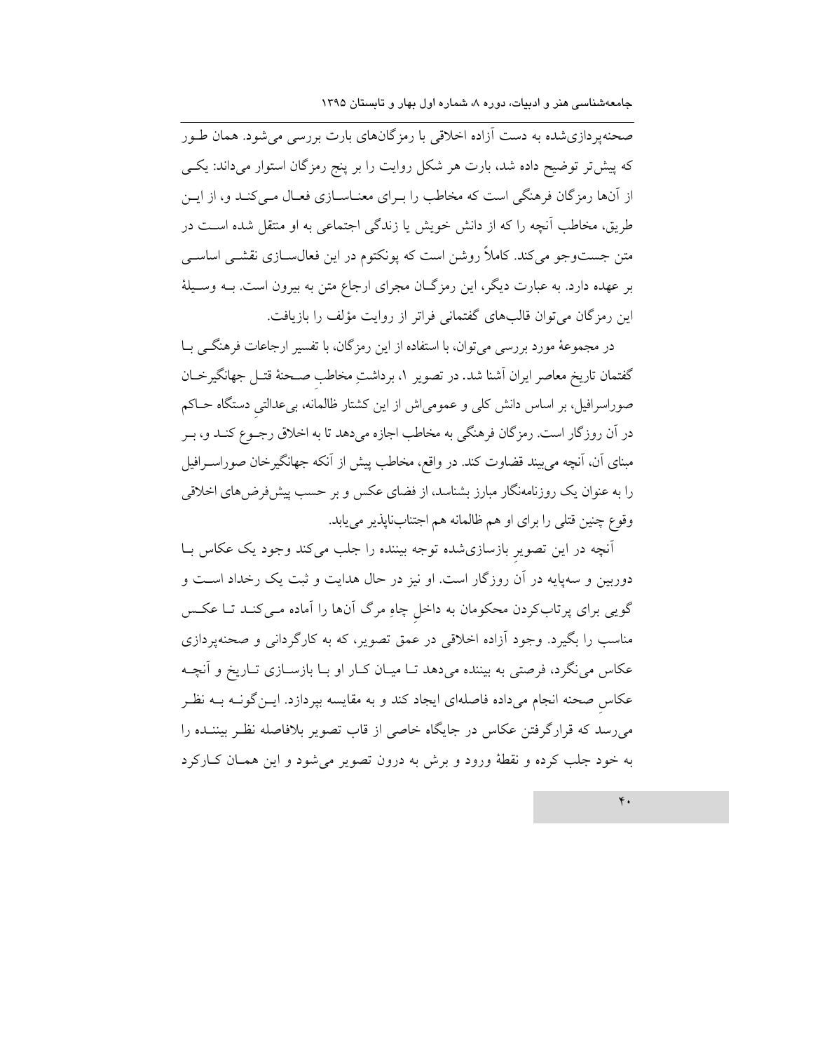صحنه‌پردازی‌شده به دست آزاده اخلاقی با رمزگان‌های بارت بررسی می‌شود. همان طور که پیش‌تر توضیح داده شد، بارت هر شکل روایت را بر پنج رمزگان استوار می‌داند: یکی از آن‌ها رمزگان فرهنگی است که مخاطب را برای معناسازی فعال می‌کند و، از این طریق، مخاطب آنچه را که از دانش خویش یا زندگی اجتماعی به او منتقل شده است در متن جست‌وجو می‌کند. کاملاً روشن است که پونکتوم در این فعال‌سازی نقشی اساسی بر عهده دارد. به عبارت دیگر، این رمزگان مجرای ارجاع متن به بیرون است. به وسیلهٔ این رمزگان می‌توان قالب‌های گفتمانی فراتر از روایت مؤلف را بازیافت.

در مجموعهٔ مورد بررسی می‌توان، با استفاده از این رمزگان، با تفسیر ارجاعات فرهنگی با گفتمان تاریخ معاصر ایران آشنا شد. در تصویر ۱، برداشتِ مخاطبِ صحنهٔ قتل جهانگیرخان صوراسرافیل، بر اساس دانش کلی و عمومی‌اش از این کشتار ظالمانه، بی‌عدالتیِ دستگاه حاکم در آن روزگار است. رمزگان فرهنگی به مخاطب اجازه می‌دهد تا به اخلاق رجوع کند و، بر مبنای آن، آنچه می‌بیند قضاوت کند. در واقع، مخاطب پیش از آنکه جهانگیرخان صوراسرافیل را به عنوان یک روزنامه‌نگار مبارز بشناسد، از فضای عکس و بر حسب پیش‌فرض‌های اخلاقی وقوع چنین قتلی را برای او هم ظالمانه هم اجتناب‌ناپذیر می‌یابد.

آنچه در این تصویرِ بازسازی‌شده توجه بیننده را جلب می‌کند وجود یک عکاس با دوربین و سه‌پایه در آن روزگار است. او نیز در حال هدایت و ثبت یک رخداد است و گویی برای پرتاب‌کردن محکومان به داخلِ چاهِ مرگ آن‌ها را آماده می‌کند تا عکس مناسب را بگیرد. وجود آزاده اخلاقی در عمق تصویر، که به کارگردانی و صحنه‌پردازی عکاس می‌نگرد، فرصتی به بیننده می‌دهد تا میان کار او با بازسازی تاریخ و آنچه عکاسِ صحنه انجام می‌داده فاصله‌ای ایجاد کند و به مقایسه بپردازد. این‌گونه به نظر می‌رسد که قرارگرفتن عکاس در جایگاه خاصی از قاب تصویر بلافاصله نظر بیننده را به خود جلب کرده و نقطهٔ ورود و برش به درون تصویر می‌شود و این همان کارکرد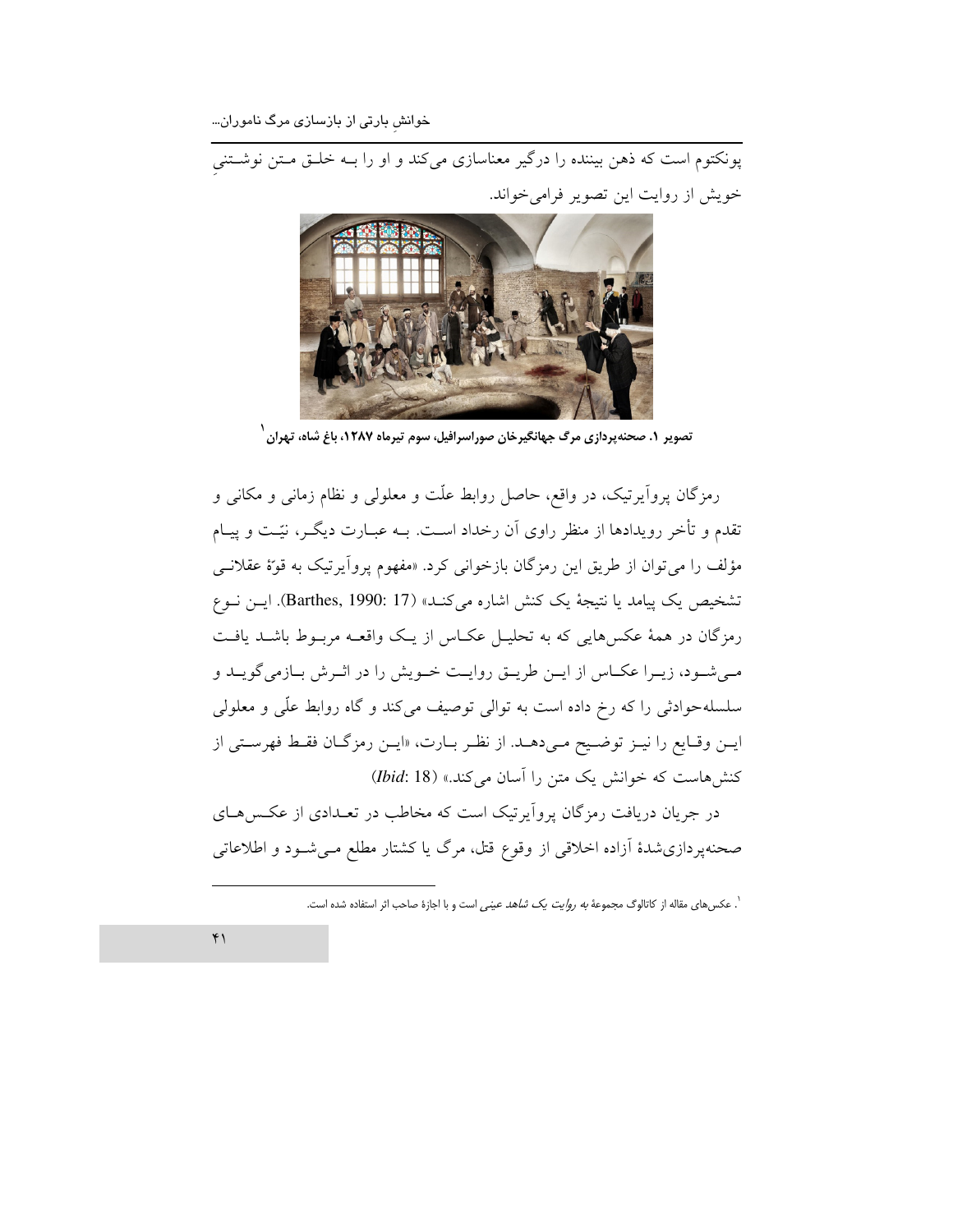پونکتوم است که ذهن بیننده را درگیر معناسازی می‌کند و او را بـه خلـق مـتن نوشـتنیِ خویش از روایت این تصویر فرامی‌خواند.

**تصویر ۱. صحنه‌پردازی مرگ جهانگیرخان صوراسرافیل، سوم تیرماه ۱۲۸۷، باغ شاه، تهران**[1]

رمزگان پروآیرتیک، در واقع، حاصل روابط علّت و معلولی و نظام زمانی و مکانی و تقدم و تأخر رویدادها از منظر راوی آن رخداد اسـت. بـه عبـارت دیگـر، نیّـت و پیـام مؤلف را می‌توان از طریق این رمزگان بازخوانی کرد. «مفهوم پروآیرتیک به قوّهٔ عقلانـی تشخیص یک پیامد یا نتیجهٔ یک کنش اشاره می‌کنـد» (Barthes, 1990: 17). ایـن نـوع رمزگان در همهٔ عکس‌هایی که به تحلیـل عکـاس از یـک واقعـه مربـوط باشـد یافـت مـی‌شـود، زیـرا عکـاس از ایـن طریـق روایـت خـویش را در اثـرش بـازمی‌گویـد و سلسله‌حوادثی را که رخ داده است به توالی توصیف می‌کند و گاه روابط علّی و معلولی ایـن وقـایع را نیـز توضـیح مـی‌دهـد. از نظـر بـارت، «ایـن رمزگـان فقـط فهرسـتی از کنش‌هاست که خوانش یک متن را آسان می‌کند.» (*Ibid*: 18)

در جریان دریافت رمزگان پروآیرتیک است که مخاطب در تعـدادی از عکـس‌هـای صحنه‌پردازی‌شدهٔ آزاده اخلاقی از وقوع قتل، مرگ یا کشتار مطلع مـی‌شـود و اطلاعاتی

---

[1]. عکس‌های مقاله از کاتالوگ مجموعهٔ *به روایت یک شاهد عینی* است و با اجازهٔ صاحب اثر استفاده شده است.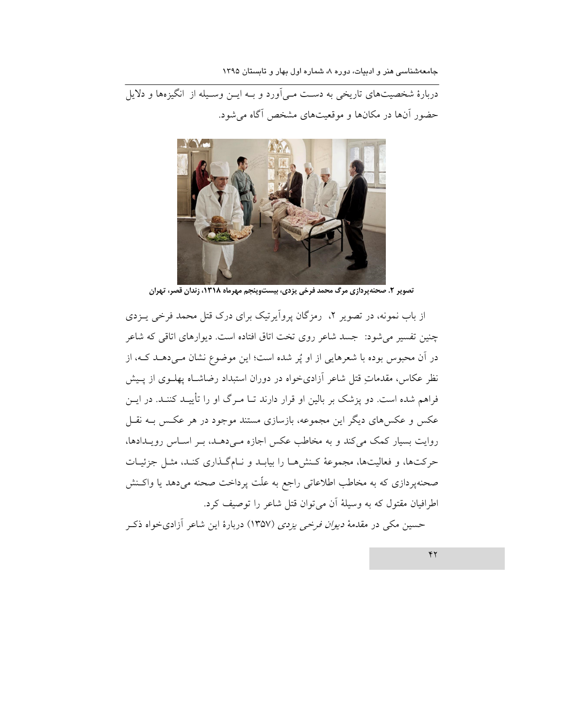دربارهٔ شخصیت‌های تاریخی به دست می‌آورد و به این وسیله از انگیزه‌ها و دلایل حضور آن‌ها در مکان‌ها و موقعیت‌های مشخص آگاه می‌شود.

**تصویر ۲. صحنه‌پردازی مرگ محمد فرخی یزدی، بیست‌وپنجم مهرماه ۱۳۱۸، زندان قصر، تهران**

از باب نمونه، در تصویر ۲، رمزگان پروآیرتیک برای درک قتل محمد فرخی یزدی چنین تفسیر می‌شود: جسد شاعر روی تخت اتاق افتاده است. دیوارهای اتاقی که شاعر در آن محبوس بوده با شعرهایی از او پُر شده است؛ این موضوع نشان می‌دهد که، از نظر عکاس، مقدماتِ قتل شاعر آزادی‌خواه در دوران استبداد رضاشاه پهلوی از پیش فراهم شده است. دو پزشک بر بالین او قرار دارند تا مرگ او را تأیید کنند. در این عکس و عکس‌های دیگر این مجموعه، بازسازی مستند موجود در هر عکس به نقل روایت بسیار کمک می‌کند و به مخاطب عکس اجازه می‌دهد، بر اساس رویدادها، حرکت‌ها، و فعالیت‌ها، مجموعهٔ کنش‌ها را بیابد و نام‌گذاری کند، مثل جزئیات صحنه‌پردازی که به مخاطب اطلاعاتی راجع به علّت پرداخت صحنه می‌دهد یا واکنش اطرافیان مقتول که به وسیلهٔ آن می‌توان قتل شاعر را توصیف کرد.

حسین مکی در مقدمهٔ *دیوان فرخی یزدی* (۱۳۵۷) دربارهٔ این شاعر آزادی‌خواه ذکر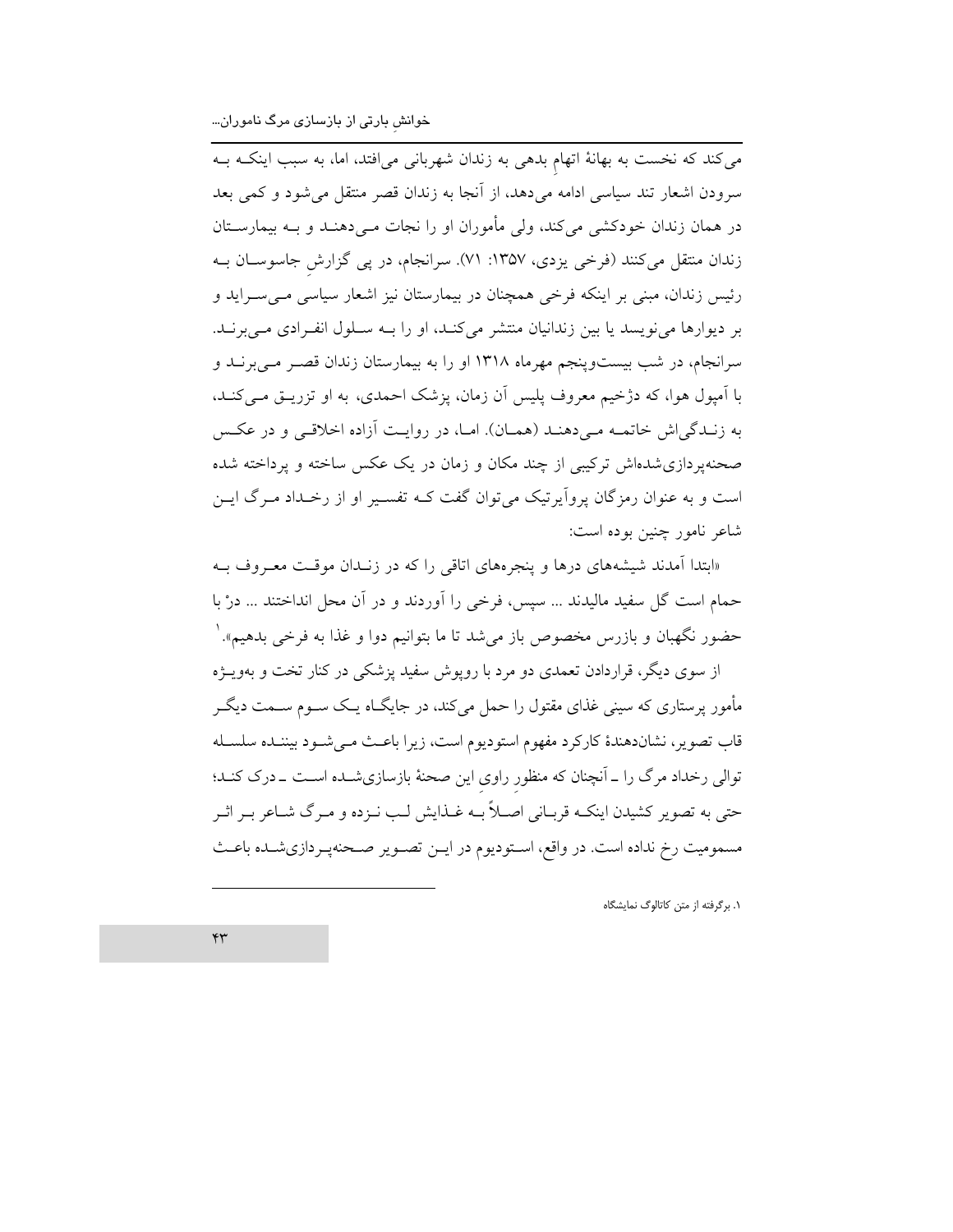می‌کند که نخست به بهانهٔ اتهامِ بدهی به زندان شهربانی می‌افتد، اما، به سبب اینکه به سرودن اشعار تند سیاسی ادامه می‌دهد، از آنجا به زندان قصر منتقل می‌شود و کمی بعد در همان زندان خودکشی می‌کند، ولی مأموران او را نجات می‌دهند و به بیمارستان زندان منتقل می‌کنند (فرخی یزدی، ۱۳۵۷: ۷۱). سرانجام، در پی گزارشِ جاسوسان به رئیس زندان، مبنی بر اینکه فرخی همچنان در بیمارستان نیز اشعار سیاسی می‌سراید و بر دیوارها می‌نویسد یا بین زندانیان منتشر می‌کند، او را به سلول انفرادی می‌برند. سرانجام، در شب بیست‌وپنجم مهرماه ۱۳۱۸ او را به بیمارستان زندان قصر می‌برند و با آمپول هوا، که دژخیم معروف پلیس آن زمان، پزشک احمدی، به او تزریق می‌کند، به زندگی‌اش خاتمه می‌دهند (همان). اما، در روایت آزاده اخلاقی و در عکس صحنه‌پردازی‌شده‌اش ترکیبی از چند مکان و زمان در یک عکس ساخته و پرداخته شده است و به عنوان رمزگان پروآیرتیک می‌توان گفت که تفسیر او از رخداد مرگ این شاعر نامور چنین بوده است:

«ابتدا آمدند شیشه‌های درها و پنجره‌های اتاقی را که در زندان موقت معروف به حمام است گل سفید مالیدند ... سپس، فرخی را آوردند و در آن محل انداختند ... درْ با حضور نگهبان و بازرس مخصوص باز می‌شد تا ما بتوانیم دوا و غذا به فرخی بدهیم».[1]

از سوی دیگر، قراردادن تعمدی دو مرد با روپوش سفید پزشکی در کنار تخت و به‌ویژه مأمور پرستاری که سینی غذای مقتول را حمل می‌کند، در جایگاه یک سوم سمت دیگر قاب تصویر، نشان‌دهندهٔ کارکرد مفهوم استودیوم است، زیرا باعث می‌شود بیننده سلسله توالی رخداد مرگ را ـ آنچنان که منظورِ راویِ این صحنهٔ بازسازی‌شده است ـ درک کند؛ حتی به تصویر کشیدن اینکه قربانی اصلاً به غذایش لب نزده و مرگ شاعر بر اثر مسمومیت رخ نداده است. در واقع، استودیوم در این تصویر صحنه‌پردازی‌شده باعث

---

۱. برگرفته از متن کاتالوگ نمایشگاه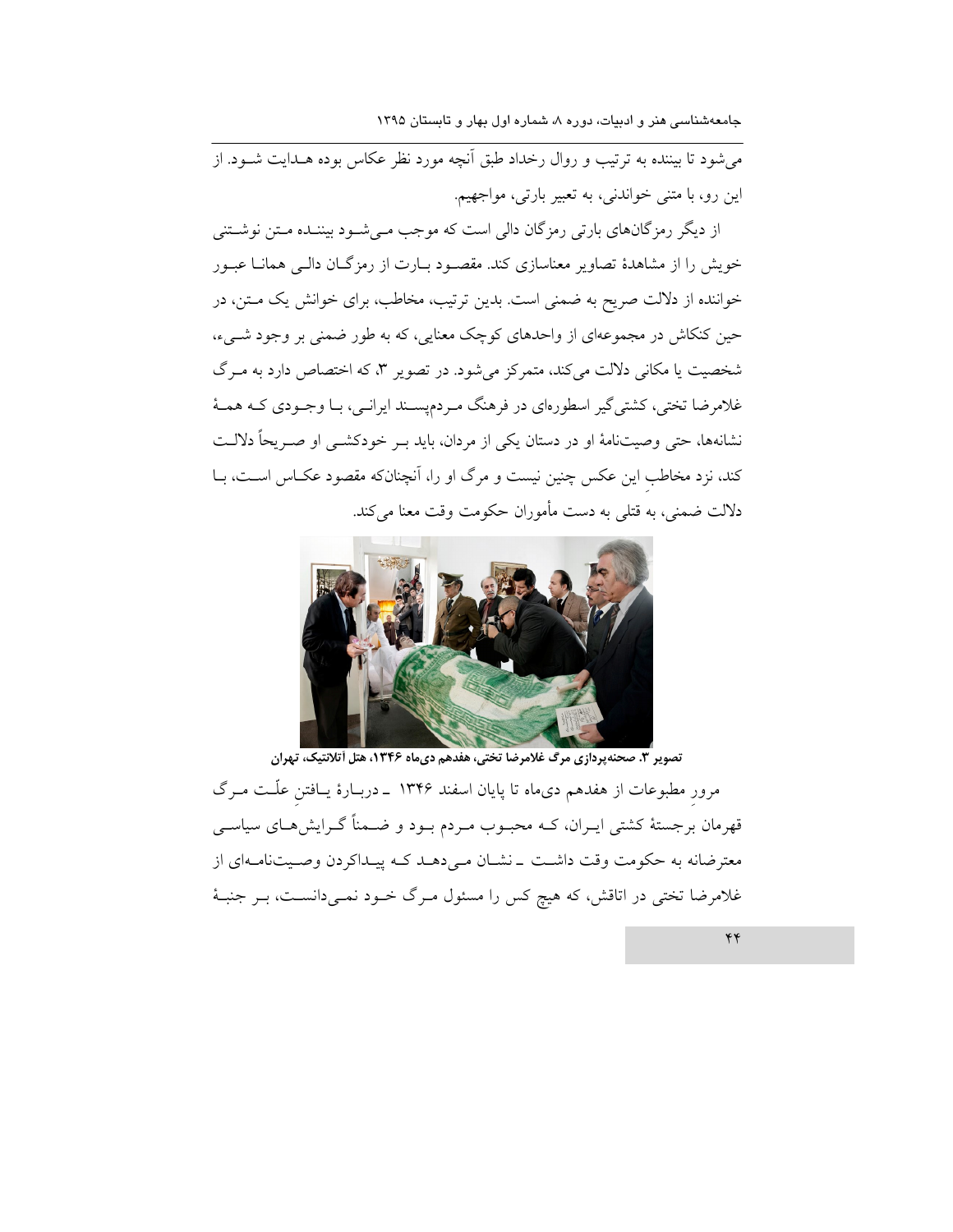می‌شود تا بیننده به ترتیب و روال رخداد طبق آنچه مورد نظر عکاس بوده هـدایت شـود. از این رو، با متنی خواندنی، به تعبیر بارتی، مواجهیم.

از دیگر رمزگان‌های بارتی رمزگان دالی است که موجب مـی‌شـود بیننـده مـتن نوشـتنی خویش را از مشاهدهٔ تصاویر معناسازی کند. مقصـود بـارت از رمزگـان دالـی همانـا عبـور خواننده از دلالت صریح به ضمنی است. بدین ترتیب، مخاطب، برای خوانش یک مـتن، در حین کنکاش در مجموعه‌ای از واحدهای کوچک معنایی، که به طور ضمنی بر وجود شـیء، شخصیت یا مکانی دلالت می‌کند، متمرکز می‌شود. در تصویر ۳، که اختصاص دارد به مـرگ غلامرضا تختی، کشتی‌گیر اسطوره‌ای در فرهنگ مـردم‌پسـند ایرانـی، بـا وجـودی کـه همـهٔ نشانه‌ها، حتی وصیت‌نامهٔ او در دستان یکی از مردان، باید بـر خودکشـی او صـریحاً دلالـت کند، نزد مخاطبِ این عکس چنین نیست و مرگ او را، آنچنان‌که مقصود عکـاس اسـت، بـا دلالت ضمنی، به قتلی به دست مأموران حکومت وقت معنا می‌کند.

**تصویر ۳. صحنه‌پردازی مرگ غلامرضا تختی، هفدهم دی‌ماه ۱۳۴۶، هتل آتلانتیک، تهران**

مرورِ مطبوعات از هفدهم دی‌ماه تا پایان اسفند ۱۳۴۶ ـ دربـارهٔ یـافتنِ علّـت مـرگ قهرمان برجستهٔ کشتی ایـران، کـه محبـوب مـردم بـود و ضـمناً گـرایش‌هـای سیاسـی معترضانه به حکومت وقت داشـت ـ نشـان مـی‌دهـد کـه پیـداکردن وصـیت‌نامـه‌ای از غلامرضا تختی در اتاقش، که هیچ کس را مسئول مـرگ خـود نمـی‌دانسـت، بـر جنبـهٔ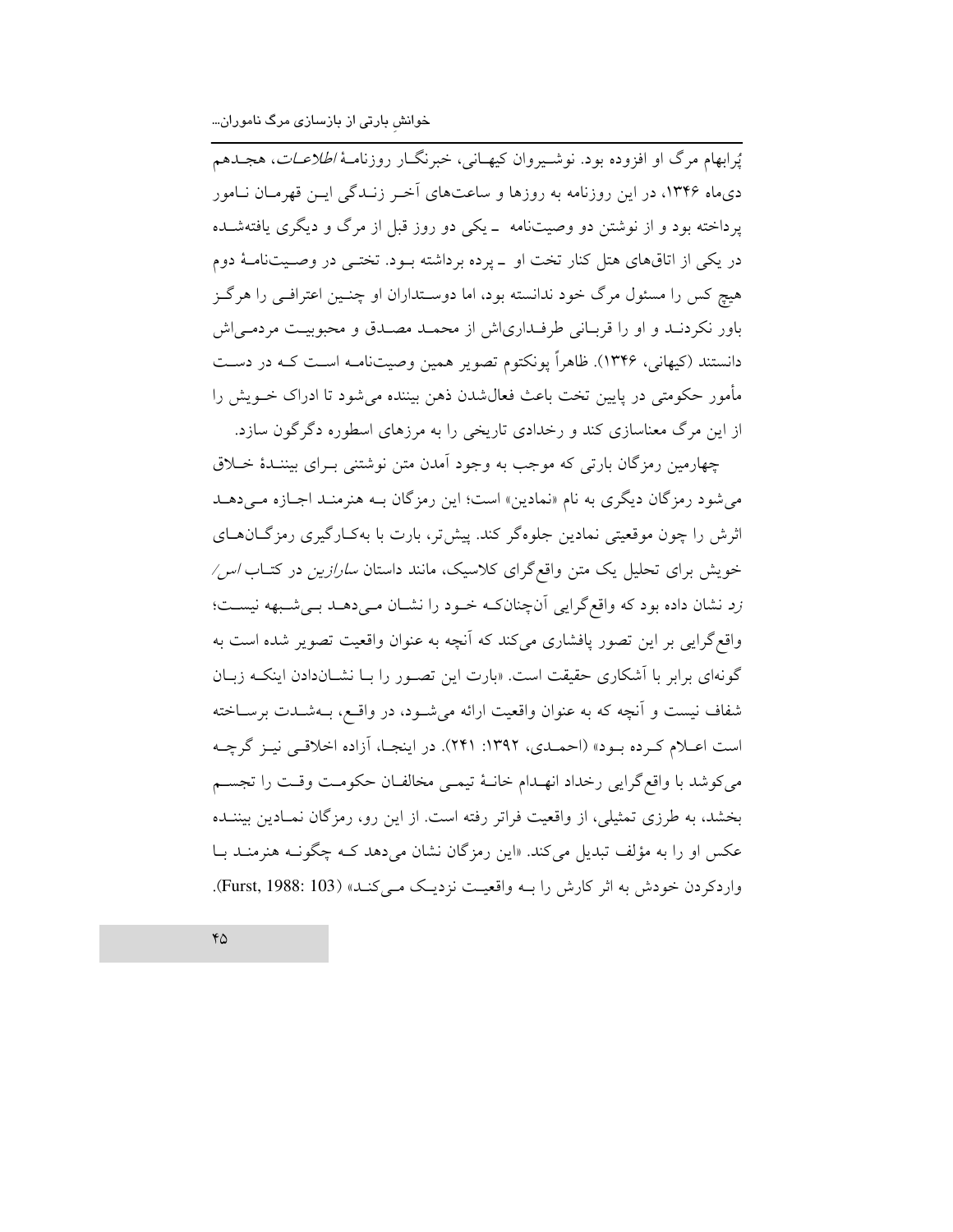پُرابهام مرگ او افزوده بود. نوشیروان کیهانی، خبرنگار روزنامهٔ *اطلاعات*، هجدهم دی‌ماه ۱۳۴۶، در این روزنامه به روزها و ساعت‌های آخر زندگی این قهرمان نامور پرداخته بود و از نوشتن دو وصیت‌نامه ـ یکی دو روز قبل از مرگ و دیگری یافته‌شده در یکی از اتاق‌های هتل کنار تخت او ـ پرده برداشته بود. تختی در وصیت‌نامهٔ دوم هیچ کس را مسئول مرگ خود ندانسته بود، اما دوستداران او چنین اعترافی را هرگز باور نکردند و او را قربانی طرفداری‌اش از محمد مصدق و محبوبیت مردمی‌اش دانستند (کیهانی، ۱۳۴۶). ظاهراً پونکتوم تصویر همین وصیت‌نامه است که در دست مأمور حکومتی در پایین تخت باعث فعال‌شدن ذهن بیننده می‌شود تا ادراک خویش را از این مرگ معناسازی کند و رخدادی تاریخی را به مرزهای اسطوره دگرگون سازد.

چهارمین رمزگان بارتی که موجب به وجود آمدن متن نوشتنی برای بینندهٔ خلاق می‌شود رمزگان دیگری به نام «نمادین» است؛ این رمزگان به هنرمند اجازه می‌دهد اثرش را چون موقعیتی نمادین جلوه‌گر کند. پیش‌تر، بارت با به‌کارگیری رمزگان‌های خویش برای تحلیل یک متن واقع‌گرای کلاسیک، مانند داستان *سارازین* در کتاب *اس/زد* نشان داده بود که واقع‌گرایی آن‌چنانکه خود را نشان می‌دهد بی‌شبهه نیست؛ واقع‌گرایی بر این تصور پافشاری می‌کند که آنچه به عنوان واقعیت تصویر شده است به گونه‌ای برابر با آشکاری حقیقت است. «بارت این تصور را با نشان‌دادن اینکه زبان شفاف نیست و آنچه که به عنوان واقعیت ارائه می‌شود، در واقع، به‌شدت برساخته است اعلام کرده بود» (احمدی، ۱۳۹۲: ۲۴۱). در اینجا، آزاده اخلاقی نیز گرچه می‌کوشد با واقع‌گرایی رخداد انهدام خانهٔ تیمی مخالفان حکومت وقت را تجسم بخشد، به طرزی تمثیلی، از واقعیت فراتر رفته است. از این رو، رمزگان نمادین بیننده عکس او را به مؤلف تبدیل می‌کند. «این رمزگان نشان می‌دهد که چگونه هنرمند با واردکردن خودش به اثر کارش را به واقعیت نزدیک می‌کند» (Furst, 1988: 103).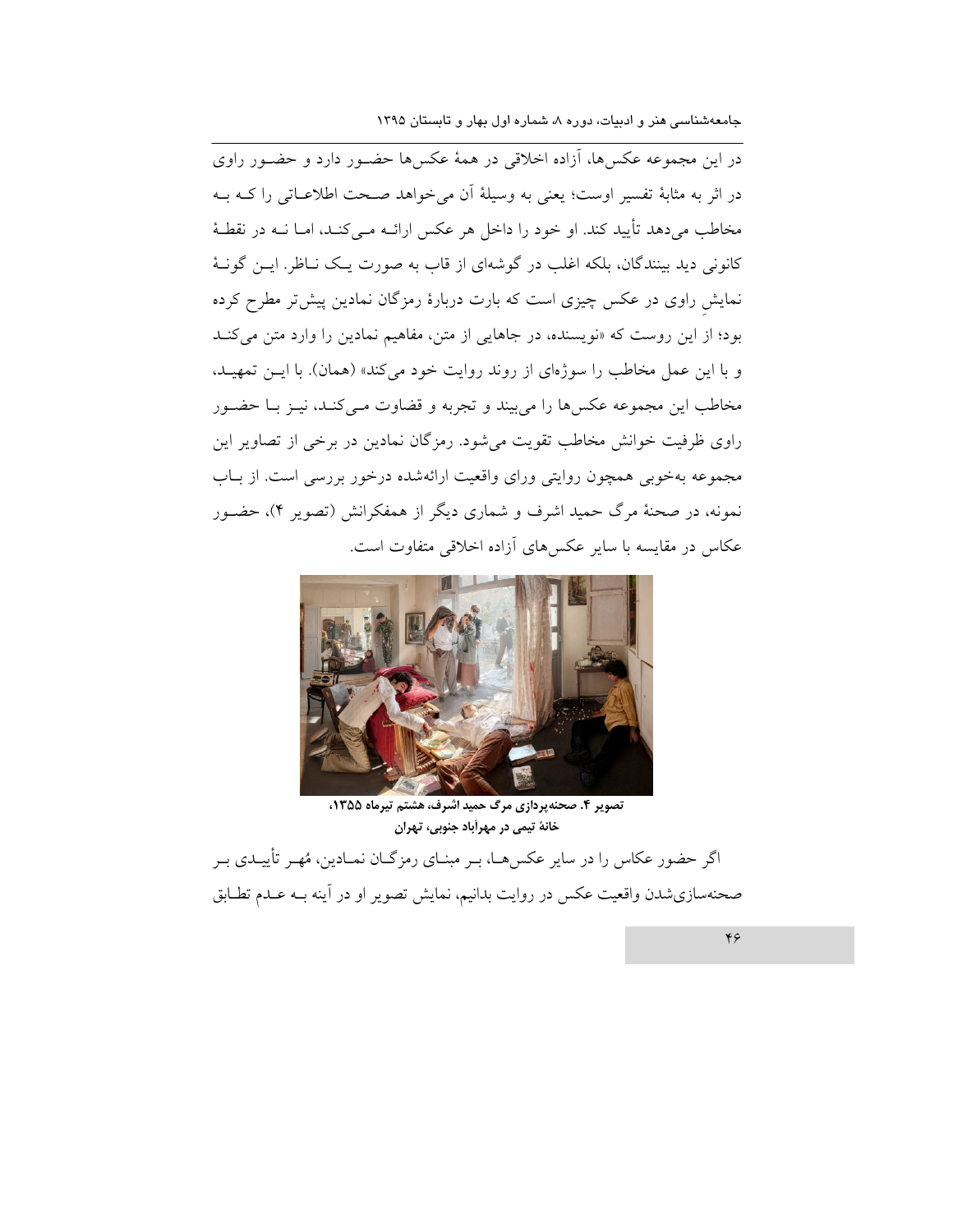در این مجموعه عکس‌ها، آزاده اخلاقی در همهٔ عکس‌ها حضـور دارد و حضـور راوی در اثر به مثابهٔ تفسیر اوست؛ یعنی به وسیلهٔ آن می‌خواهد صـحت اطلاعـاتی را کـه بـه مخاطب می‌دهد تأیید کند. او خود را داخل هر عکس ارائـه مـی‌کنـد، امـا نـه در نقطـهٔ کانونی دید بینندگان، بلکه اغلب در گوشه‌ای از قاب به صورت یـک نـاظر. ایـن گونـهٔ نمایشِ راوی در عکس چیزی است که بارت دربارهٔ رمزگان نمادین پیش‌تر مطرح کرده بود؛ از این روست که «نویسنده، در جاهایی از متن، مفاهیم نمادین را وارد متن می‌کنـد و با این عمل مخاطب را سوژه‌ای از روند روایت خود می‌کند» (همان). با ایـن تمهیـد، مخاطب این مجموعه عکس‌ها را می‌بیند و تجربه و قضاوت مـی‌کنـد، نیـز بـا حضـور راوی ظرفیت خوانش مخاطب تقویت می‌شود. رمزگان نمادین در برخی از تصاویر این مجموعه به‌خوبی همچون روایتی ورای واقعیت ارائه‌شده درخور بررسی است. از بـاب نمونه، در صحنهٔ مرگ حمید اشرف و شماری دیگر از همفکرانش (تصویر ۴)، حضـور عکاس در مقایسه با سایر عکس‌های آزاده اخلاقی متفاوت است.

**تصویر ۴. صحنه‌پردازی مرگ حمید اشرف، هشتم تیرماه ۱۳۵۵، خانهٔ تیمی در مهرآباد جنوبی، تهران**

اگر حضور عکاس را در سایر عکس‌هـا، بـر مبنـای رمزگـان نمـادین، مُهـر تأییـدی بـر صحنه‌سازی‌شدن واقعیت عکس در روایت بدانیم، نمایش تصویر او در آینه بـه عـدم تطـابق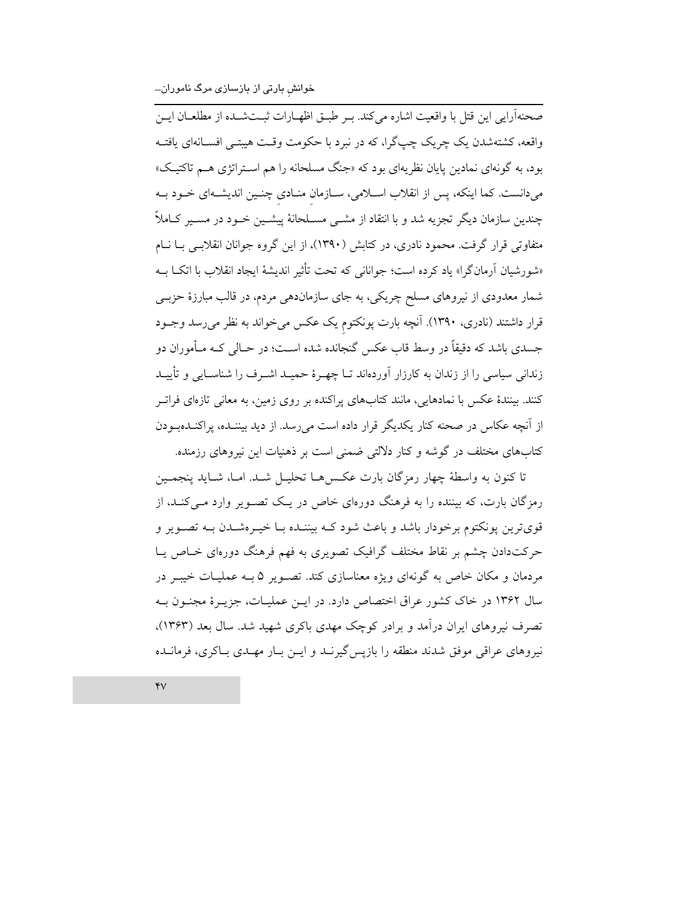صحنه‌آرایی این قتل با واقعیت اشاره می‌کند. بر طبق اظهارات ثبت‌شده از مطلعان این واقعه، کشته‌شدن یک چریک چپ‌گرا، که در نبرد با حکومت وقت هیبتی افسانه‌ای یافته بود، به گونه‌ای نمادین پایان نظریه‌ای بود که «جنگ مسلحانه را هم استراتژی هم تاکتیک» می‌دانست. کما اینکه، پس از انقلاب اسلامی، سازمانِ منادیِ چنین اندیشه‌ای خود به چندین سازمان دیگر تجزیه شد و با انتقاد از مشی مسلحانهٔ پیشین خود در مسیر کاملاً متفاوتی قرار گرفت. محمود نادری، در کتابش (۱۳۹۰)، از این گروه جوانان انقلابی با نام «شورشیان آرمان‌گرا» یاد کرده است؛ جوانانی که تحت تأثیر اندیشهٔ ایجاد انقلاب با اتکا به شمار معدودی از نیروهای مسلح چریکی، به جای سازمان‌دهی مردم، در قالب مبارزهٔ حزبی قرار داشتند (نادری، ۱۳۹۰). آنچه بارت پونکتومِ یک عکس می‌خواند به نظر می‌رسد وجود جسدی باشد که دقیقاً در وسط قاب عکس گنجانده شده است؛ در حالی که مأموران دو زندانی سیاسی را از زندان به کارزار آورده‌اند تا چهرهٔ حمید اشرف را شناسایی و تأیید کنند. بینندهٔ عکس با نمادهایی، مانند کتاب‌های پراکنده بر روی زمین، به معانی تازه‌ای فراتر از آنچه عکاس در صحنه کنار یکدیگر قرار داده است می‌رسد. از دید بیننده، پراکنده‌بودن کتاب‌های مختلف در گوشه و کنار دلالتی ضمنی است بر ذهنیات این نیروهای رزمنده.

تا کنون به واسطهٔ چهار رمزگان بارت عکس‌ها تحلیل شد. اما، شاید پنجمین رمزگان بارت، که بیننده را به فرهنگ دوره‌ای خاص در یک تصویر وارد می‌کند، از قوی‌ترین پونکتوم برخوردار باشد و باعث شود که بیننده با خیره‌شدن به تصویر و حرکت‌دادن چشم بر نقاط مختلف گرافیک تصویری به فهم فرهنگ دوره‌ای خاص یا مردمان و مکان خاص به گونه‌ای ویژه معناسازی کند. تصویر ۵ به عملیات خیبر در سال ۱۳۶۲ در خاک کشور عراق اختصاص دارد. در این عملیات، جزیرهٔ مجنون به تصرف نیروهای ایران درآمد و برادر کوچک مهدی باکری شهید شد. سال بعد (۱۳۶۳)، نیروهای عراقی موفق شدند منطقه را بازپس‌گیرند و این بار مهدی باکری، فرمانده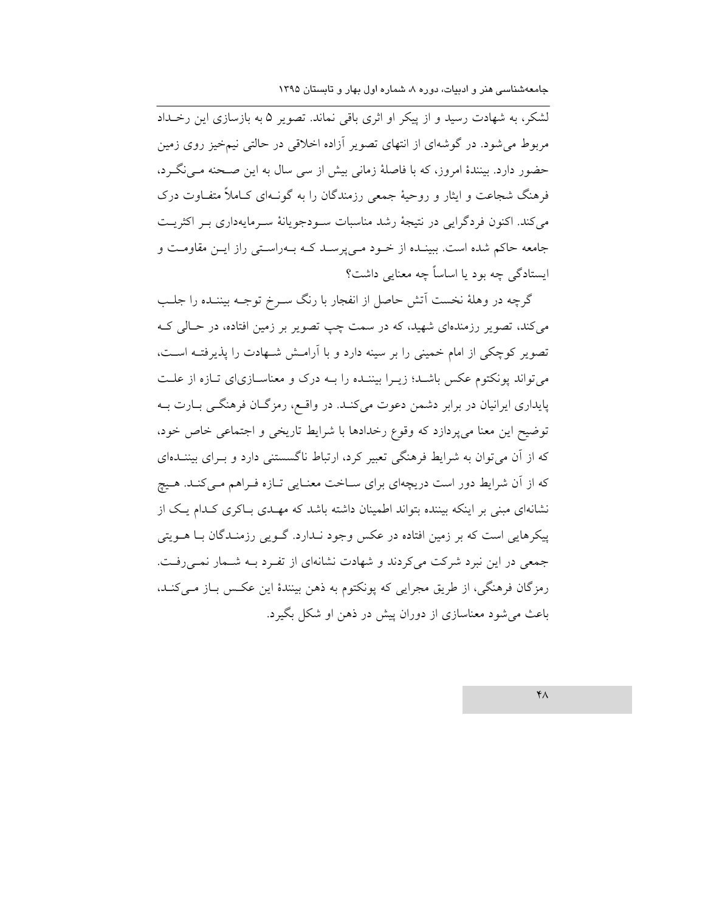لشکر، به شهادت رسید و از پیکر او اثری باقی نماند. تصویر ۵ به بازسازی این رخداد مربوط می‌شود. در گوشه‌ای از انتهای تصویر آزاده اخلاقی در حالتی نیم‌خیز روی زمین حضور دارد. بینندهٔ امروز، که با فاصلهٔ زمانی بیش از سی سال به این صحنه می‌نگرد، فرهنگ شجاعت و ایثار و روحیهٔ جمعی رزمندگان را به گونه‌ای کاملاً متفاوت درک می‌کند. اکنون فردگرایی در نتیجهٔ رشد مناسبات سودجویانهٔ سرمایه‌داری بر اکثریت جامعه حاکم شده است. بیننده از خود می‌پرسد که به‌راستی راز این مقاومت و ایستادگی چه بود یا اساساً چه معنایی داشت؟

گرچه در وهلهٔ نخست آتش حاصل از انفجار با رنگ سرخ توجه بیننده را جلب می‌کند، تصویر رزمنده‌ای شهید، که در سمت چپ تصویر بر زمین افتاده، در حالی که تصویر کوچکی از امام خمینی را بر سینه دارد و با آرامش شهادت را پذیرفته است، می‌تواند پونکتوم عکس باشد؛ زیرا بیننده را به درک و معناسازی‌ای تازه از علت پایداری ایرانیان در برابر دشمن دعوت می‌کند. در واقع، رمزگان فرهنگی بارت به توضیح این معنا می‌پردازد که وقوع رخدادها با شرایط تاریخی و اجتماعی خاص خود، که از آن می‌توان به شرایط فرهنگی تعبیر کرد، ارتباط ناگسستنی دارد و برای بیننده‌ای که از آن شرایط دور است دریچه‌ای برای ساخت معنایی تازه فراهم می‌کند. هیچ نشانه‌ای مبنی بر اینکه بیننده بتواند اطمینان داشته باشد که مهدی باکری کدام یک از پیکرهایی است که بر زمین افتاده در عکس وجود ندارد. گویی رزمندگان با هویتی جمعی در این نبرد شرکت می‌کردند و شهادت نشانه‌ای از تفرد به شمار نمی‌رفت. رمزگان فرهنگی، از طریق مجرایی که پونکتوم به ذهن بینندهٔ این عکس باز می‌کند، باعث می‌شود معناسازی از دوران پیش در ذهن او شکل بگیرد.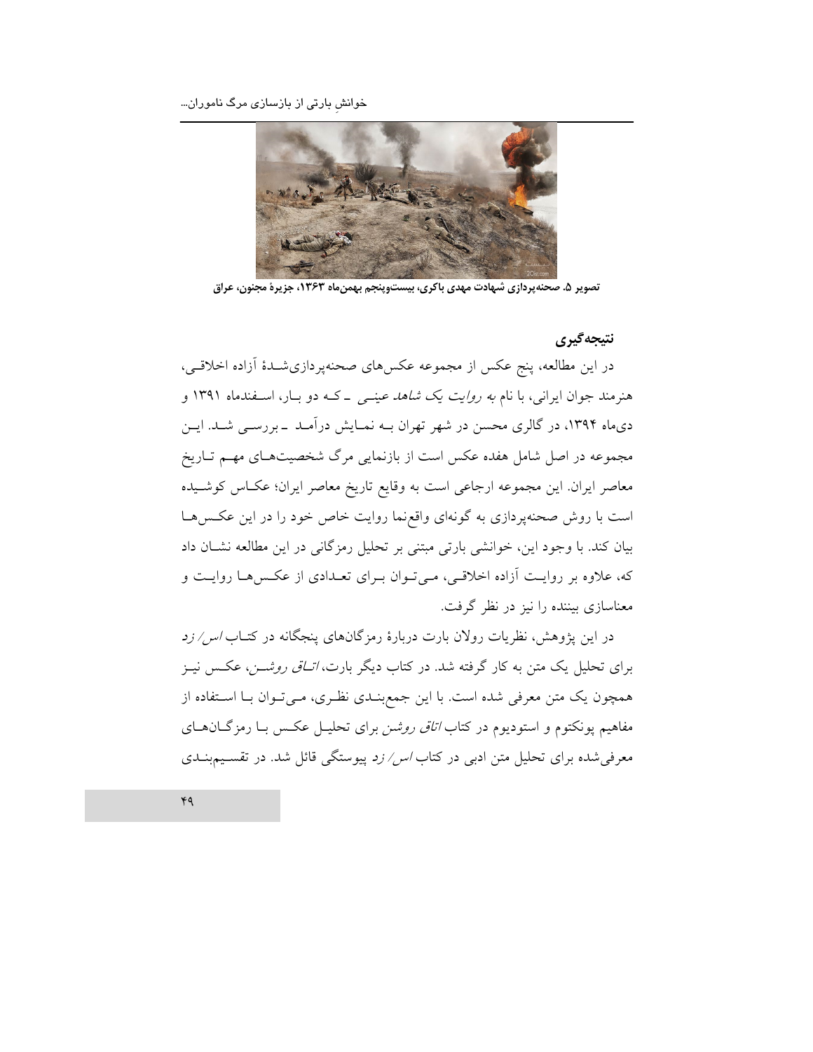تصویر ۵. صحنه‌پردازی شهادت مهدی باکری، بیست‌وپنجم بهمن‌ماه ۱۳۶۳، جزیرهٔ مجنون، عراق

## نتیجه‌گیری

در این مطالعه، پنج عکس از مجموعه عکس‌های صحنه‌پردازی‌شدهٔ آزاده اخلاقی، هنرمند جوان ایرانی، با نام *به روایت یک شاهد عینی* ـ که دو بار، اسفندماه ۱۳۹۱ و دی‌ماه ۱۳۹۴، در گالری محسن در شهر تهران به نمایش درآمد ـ بررسی شد. این مجموعه در اصل شامل هفده عکس است از بازنمایی مرگ شخصیت‌های مهم تاریخ معاصر ایران. این مجموعه ارجاعی است به وقایع تاریخ معاصر ایران؛ عکاس کوشیده است با روش صحنه‌پردازی به گونه‌ای واقع‌نما روایت خاص خود را در این عکس‌ها بیان کند. با وجود این، خوانشی بارتی مبتنی بر تحلیل رمزگانی در این مطالعه نشان داد که، علاوه بر روایت آزاده اخلاقی، می‌توان برای تعدادی از عکس‌ها روایت و معناسازی بیننده را نیز در نظر گرفت.

در این پژوهش، نظریات رولان بارت دربارهٔ رمزگان‌های پنجگانه در کتاب *اس/ زد* برای تحلیل یک متن به کار گرفته شد. در کتاب دیگر بارت، *اتاق روشن*، عکس نیز همچون یک متن معرفی شده است. با این جمع‌بندی نظری، می‌توان با استفاده از مفاهیم پونکتوم و استودیوم در کتاب *اتاق روشن* برای تحلیل عکس با رمزگان‌های معرفی‌شده برای تحلیل متن ادبی در کتاب *اس/ زد* پیوستگی قائل شد. در تقسیم‌بندی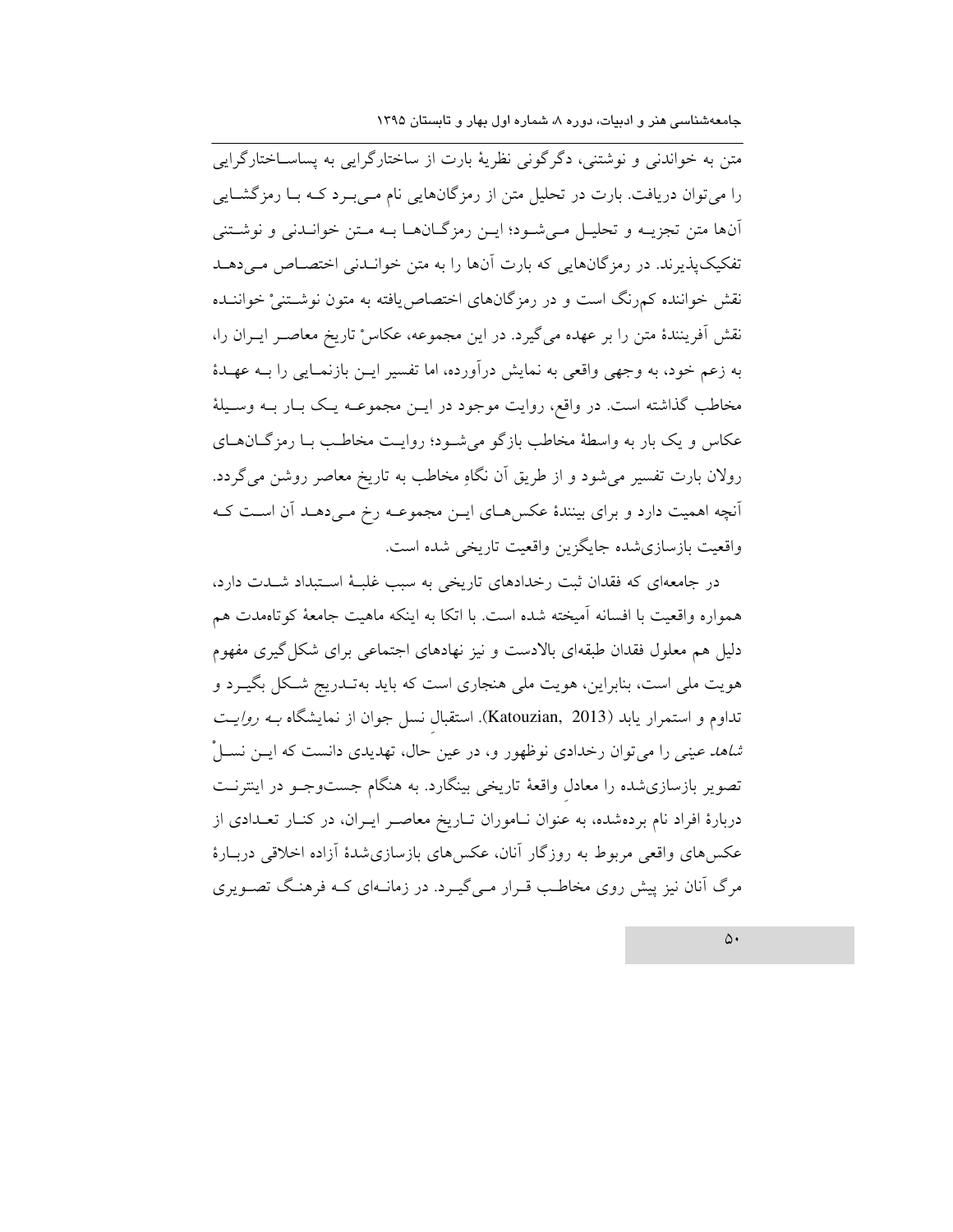متن به خواندنی و نوشتنی، دگرگونی نظریهٔ بارت از ساختارگرایی به پساساختارگرایی را می‌توان دریافت. بارت در تحلیل متن از رمزگان‌هایی نام می‌برد که با رمزگشایی آن‌ها متن تجزیه و تحلیل می‌شود؛ این رمزگان‌ها به متن خواندنی و نوشتنی تفکیک‌پذیرند. در رمزگان‌هایی که بارت آن‌ها را به متن خواندنی اختصاص می‌دهد نقش خواننده کم‌رنگ است و در رمزگان‌های اختصاص‌یافته به متون نوشتنیْ خواننده نقش آفرینندهٔ متن را بر عهده می‌گیرد. در این مجموعه، عکاسْ تاریخ معاصر ایران را، به زعم خود، به وجهی واقعی به نمایش درآورده، اما تفسیر این بازنمایی را به عهدهٔ مخاطب گذاشته است. در واقع، روایت موجود در این مجموعه یک بار به وسیلهٔ عکاس و یک بار به واسطهٔ مخاطب بازگو می‌شود؛ روایت مخاطب با رمزگان‌های رولان بارت تفسیر می‌شود و از طریق آن نگاهِ مخاطب به تاریخ معاصر روشن می‌گردد. آنچه اهمیت دارد و برای بینندهٔ عکس‌های این مجموعه رخ می‌دهد آن است که واقعیت بازسازی‌شده جایگزین واقعیت تاریخی شده است.

در جامعه‌ای که فقدان ثبت رخدادهای تاریخی به سبب غلبهٔ استبداد شدت دارد، همواره واقعیت با افسانه آمیخته شده است. با اتکا به اینکه ماهیت جامعهٔ کوتاه‌مدت هم دلیل هم معلول فقدان طبقه‌ای بالادست و نیز نهادهای اجتماعی برای شکل‌گیری مفهوم هویت ملی است، بنابراین، هویت ملی هنجاری است که باید به‌تدریج شکل بگیرد و تداوم و استمرار یابد (Katouzian, 2013). استقبالِ نسل جوان از نمایشگاه *به روایت شاهد عینی* را می‌توان رخدادی نوظهور و، در عین حال، تهدیدی دانست که این نسلْ تصویر بازسازی‌شده را معادلِ واقعهٔ تاریخی بینگارد. به هنگام جست‌وجو در اینترنت دربارهٔ افراد نام برده‌شده، به عنوان ناموران تاریخ معاصر ایران، در کنار تعدادی از عکس‌های واقعی مربوط به روزگار آنان، عکس‌های بازسازی‌شدهٔ آزاده اخلاقی دربارهٔ مرگ آنان نیز پیش روی مخاطب قرار می‌گیرد. در زمانه‌ای که فرهنگ تصویری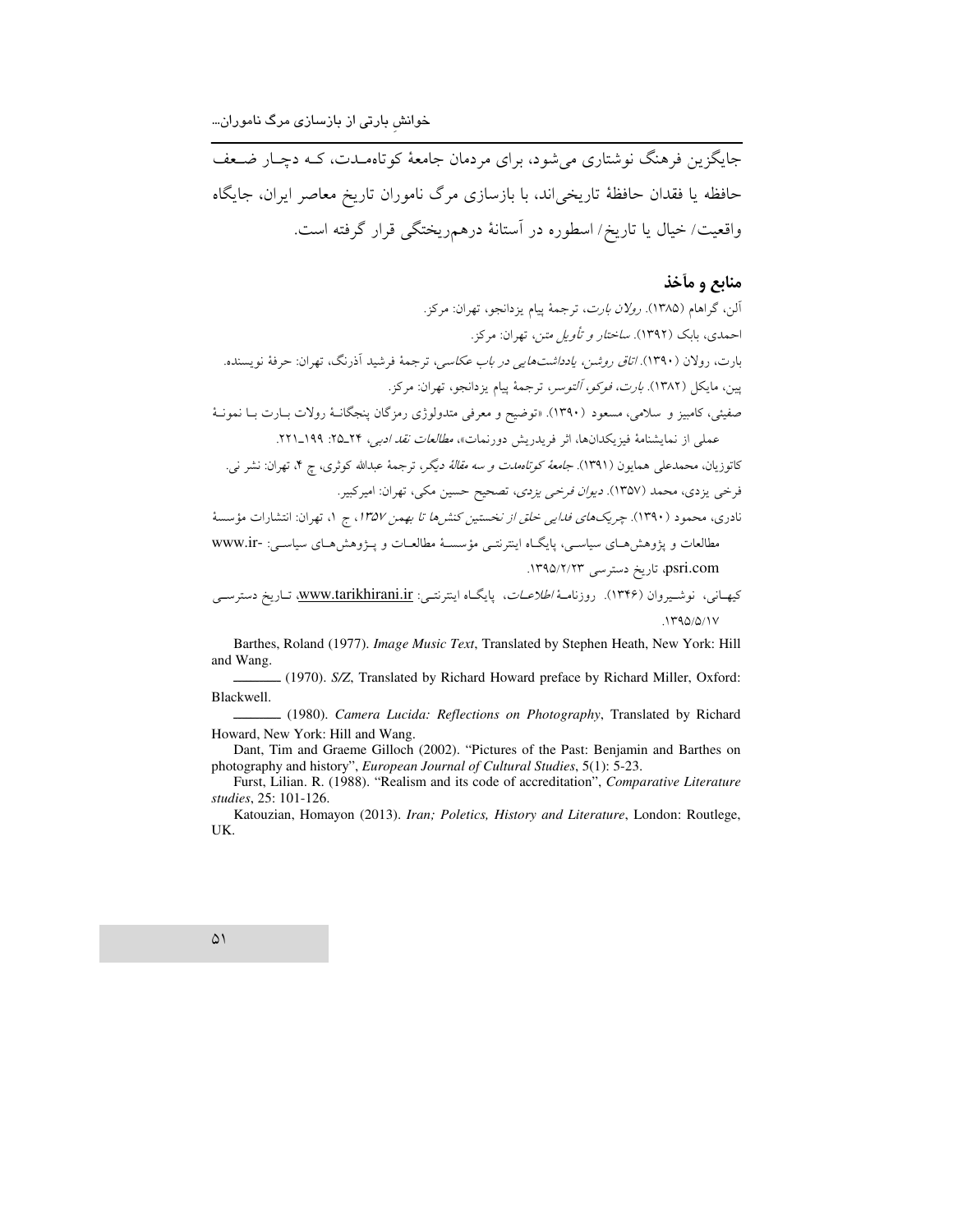جایگزین فرهنگ نوشتاری می‌شود، برای مردمان جامعهٔ کوتاه‌مدت، کـه دچـار ضـعف حافظه یا فقدان حافظهٔ تاریخی‌اند، با بازسازی مرگ ناموران تاریخ معاصر ایران، جایگاه واقعیت/ خیال یا تاریخ/ اسطوره در آستانهٔ درهم‌ریختگی قرار گرفته است.

## منابع و مآخذ

آلن، گراهام (۱۳۸۵). *رولان بارت*، ترجمهٔ پیام یزدانجو، تهران: مرکز.

احمدی، بابک (۱۳۹۲). *ساختار و تأویل متن*، تهران: مرکز.

بارت، رولان (۱۳۹۰). *اتاق روشن، یادداشت‌هایی در باب عکاسی*، ترجمهٔ فرشید آذرنگ، تهران: حرفهٔ نویسنده.

پین، مایکل (۱۳۸۲). *بارت، فوکو، آلتوسر*، ترجمهٔ پیام یزدانجو، تهران: مرکز.

صفیئی، کامبیز و سلامی، مسعود (۱۳۹۰). «توضیح و معرفی متدولوژی رمزگان پنجگانـهٔ رولات بـارت بـا نمونـهٔ عملی از نمایشنامهٔ فیزیکدان‌ها، اثر فریدریش دورنمات»، *مطالعات نقد ادبی*، ۲۴ـ۲۵: ۱۹۹ـ۲۲۱.

کاتوزیان، محمدعلی همایون (۱۳۹۱). *جامعهٔ کوتاه‌مدت و سه مقالهٔ دیگر*، ترجمهٔ عبدالله کوثری، چ ۴، تهران: نشر نی.

فرخی یزدی، محمد (۱۳۵۷). *دیوان فرخی یزدی*، تصحیح حسین مکی، تهران: امیرکبیر.

نادری، محمود (۱۳۹۰). *چریک‌های فدایی خلق از نخستین کنش‌ها تا بهمن ۱۳۵۷*، ج ۱، تهران: انتشارات مؤسسهٔ مطالعات و پژوهش‌هـای سیاسـی، پایگـاه اینترنتـی مؤسسـهٔ مطالعـات و پـژوهش‌هـای سیاسـی: www.ir-psri.com، تاریخ دسترسی ۱۳۹۵/۲/۲۳.

کیهـانی، نوشـیروان (۱۳۴۶). روزنامـهٔ *اطلاعـات*، پایگـاه اینترنتـی: www.tarikhirani.ir، تـاریخ دسترسـی ۱۳۹۵/۵/۱۷.

Barthes, Roland (1977). *Image Music Text*, Translated by Stephen Heath, New York: Hill and Wang.

_______ (1970). *S/Z*, Translated by Richard Howard preface by Richard Miller, Oxford: Blackwell.

_______ (1980). *Camera Lucida: Reflections on Photography*, Translated by Richard Howard, New York: Hill and Wang.

Dant, Tim and Graeme Gilloch (2002). “Pictures of the Past: Benjamin and Barthes on photography and history”, *European Journal of Cultural Studies*, 5(1): 5-23.

Furst, Lilian. R. (1988). “Realism and its code of accreditation”, *Comparative Literature studies*, 25: 101-126.

Katouzian, Homayon (2013). *Iran; Poletics, History and Literature*, London: Routlege, UK.